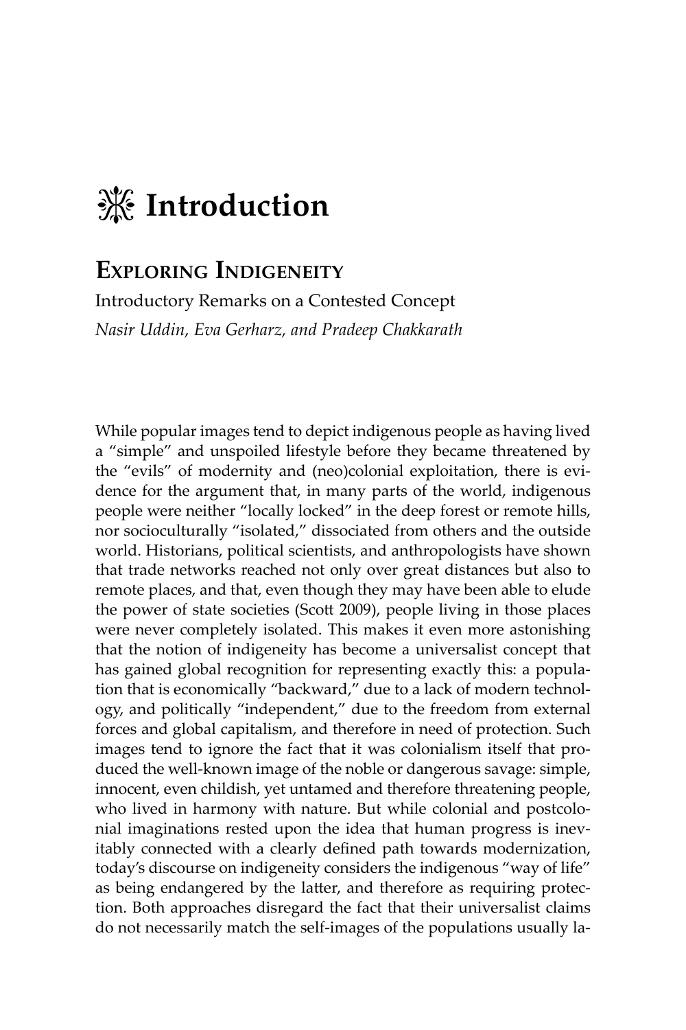# Introduction

## Exploring Indigeneity

Introductory Remarks on a Contested Concept

*Nasir Uddin, Eva Gerharz, and Pradeep Chakkarath*

While popular images tend to depict indigenous people as having lived a "simple" and unspoiled lifestyle before they became threatened by the "evils" of modernity and (neo)colonial exploitation, there is evidence for the argument that, in many parts of the world, indigenous people were neither "locally locked" in the deep forest or remote hills, nor socioculturally "isolated," dissociated from others and the outside world. Historians, political scientists, and anthropologists have shown that trade networks reached not only over great distances but also to remote places, and that, even though they may have been able to elude the power of state societies (Scott 2009), people living in those places were never completely isolated. This makes it even more astonishing that the notion of indigeneity has become a universalist concept that has gained global recognition for representing exactly this: a population that is economically "backward," due to a lack of modern technology, and politically "independent," due to the freedom from external forces and global capitalism, and therefore in need of protection. Such images tend to ignore the fact that it was colonialism itself that produced the well-known image of the noble or dangerous savage: simple, innocent, even childish, yet untamed and therefore threatening people, who lived in harmony with nature. But while colonial and postcolonial imaginations rested upon the idea that human progress is inevitably connected with a clearly defined path towards modernization, today's discourse on indigeneity considers the indigenous "way of life" as being endangered by the latter, and therefore as requiring protection. Both approaches disregard the fact that their universalist claims do not necessarily match the self-images of the populations usually la-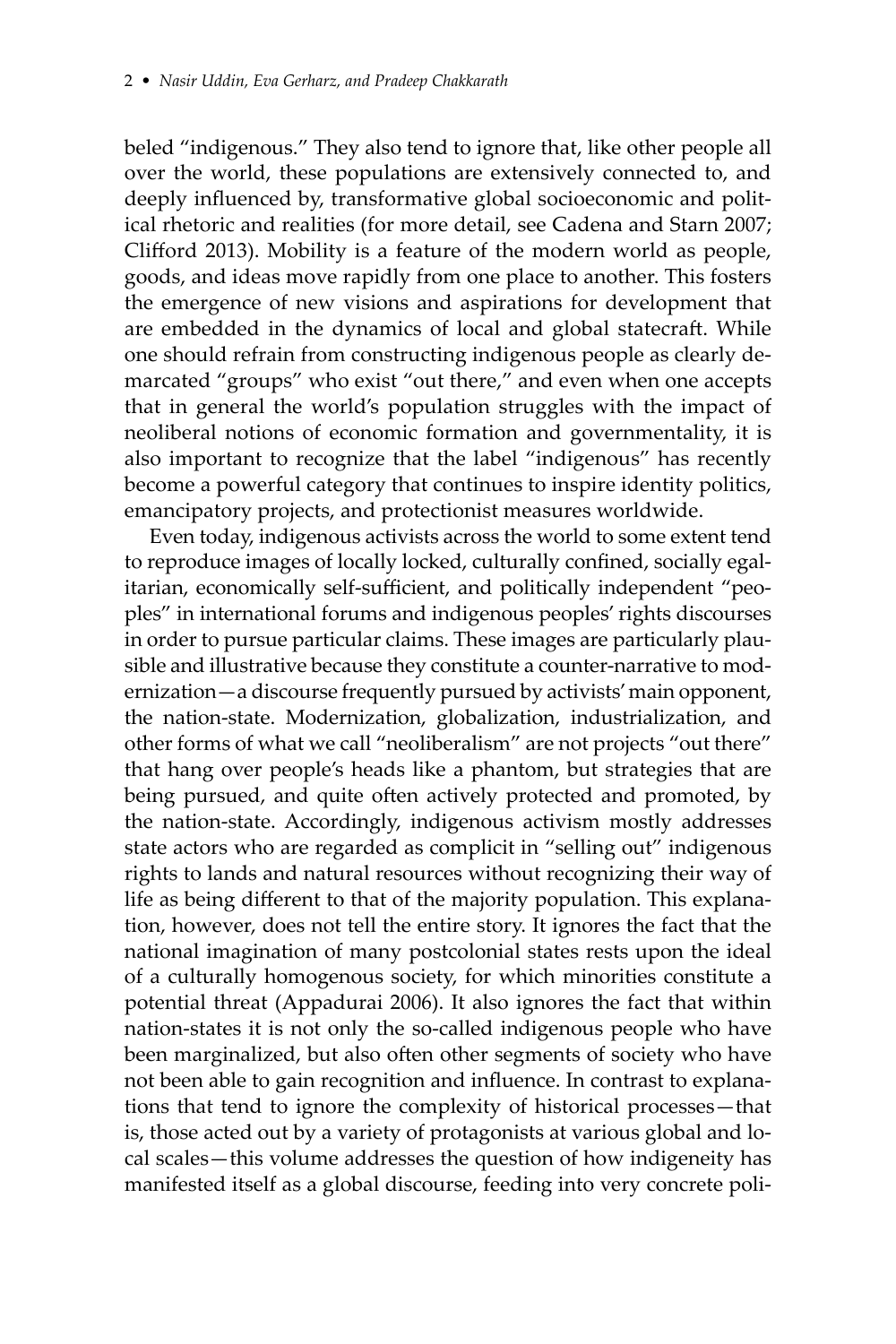beled "indigenous." They also tend to ignore that, like other people all over the world, these populations are extensively connected to, and deeply influenced by, transformative global socioeconomic and political rhetoric and realities (for more detail, see Cadena and Starn 2007; Clifford 2013). Mobility is a feature of the modern world as people, goods, and ideas move rapidly from one place to another. This fosters the emergence of new visions and aspirations for development that are embedded in the dynamics of local and global statecraft. While one should refrain from constructing indigenous people as clearly demarcated "groups" who exist "out there," and even when one accepts that in general the world's population struggles with the impact of neoliberal notions of economic formation and governmentality, it is also important to recognize that the label "indigenous" has recently become a powerful category that continues to inspire identity politics, emancipatory projects, and protectionist measures worldwide.

Even today, indigenous activists across the world to some extent tend to reproduce images of locally locked, culturally confined, socially egalitarian, economically self-sufficient, and politically independent "peoples" in international forums and indigenous peoples' rights discourses in order to pursue particular claims. These images are particularly plausible and illustrative because they constitute a counter-narrative to modernization—a discourse frequently pursued by activists' main opponent, the nation-state. Modernization, globalization, industrialization, and other forms of what we call "neoliberalism" are not projects "out there" that hang over people's heads like a phantom, but strategies that are being pursued, and quite often actively protected and promoted, by the nation-state. Accordingly, indigenous activism mostly addresses state actors who are regarded as complicit in "selling out" indigenous rights to lands and natural resources without recognizing their way of life as being different to that of the majority population. This explanation, however, does not tell the entire story. It ignores the fact that the national imagination of many postcolonial states rests upon the ideal of a culturally homogenous society, for which minorities constitute a potential threat (Appadurai 2006). It also ignores the fact that within nation-states it is not only the so-called indigenous people who have been marginalized, but also often other segments of society who have not been able to gain recognition and influence. In contrast to explanations that tend to ignore the complexity of historical processes—that is, those acted out by a variety of protagonists at various global and local scales—this volume addresses the question of how indigeneity has manifested itself as a global discourse, feeding into very concrete poli-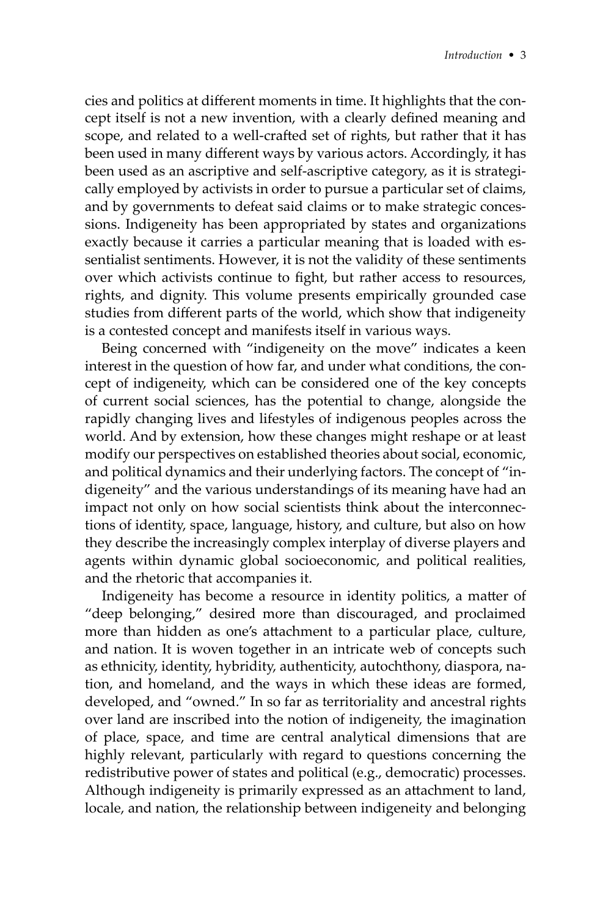cies and politics at different moments in time. It highlights that the concept itself is not a new invention, with a clearly defined meaning and scope, and related to a well-crafted set of rights, but rather that it has been used in many different ways by various actors. Accordingly, it has been used as an ascriptive and self-ascriptive category, as it is strategically employed by activists in order to pursue a particular set of claims, and by governments to defeat said claims or to make strategic concessions. Indigeneity has been appropriated by states and organizations exactly because it carries a particular meaning that is loaded with essentialist sentiments. However, it is not the validity of these sentiments over which activists continue to fight, but rather access to resources, rights, and dignity. This volume presents empirically grounded case studies from different parts of the world, which show that indigeneity is a contested concept and manifests itself in various ways.

Being concerned with "indigeneity on the move" indicates a keen interest in the question of how far, and under what conditions, the concept of indigeneity, which can be considered one of the key concepts of current social sciences, has the potential to change, alongside the rapidly changing lives and lifestyles of indigenous peoples across the world. And by extension, how these changes might reshape or at least modify our perspectives on established theories about social, economic, and political dynamics and their underlying factors. The concept of "indigeneity" and the various understandings of its meaning have had an impact not only on how social scientists think about the interconnections of identity, space, language, history, and culture, but also on how they describe the increasingly complex interplay of diverse players and agents within dynamic global socioeconomic, and political realities, and the rhetoric that accompanies it.

Indigeneity has become a resource in identity politics, a matter of "deep belonging," desired more than discouraged, and proclaimed more than hidden as one's attachment to a particular place, culture, and nation. It is woven together in an intricate web of concepts such as ethnicity, identity, hybridity, authenticity, autochthony, diaspora, nation, and homeland, and the ways in which these ideas are formed, developed, and "owned." In so far as territoriality and ancestral rights over land are inscribed into the notion of indigeneity, the imagination of place, space, and time are central analytical dimensions that are highly relevant, particularly with regard to questions concerning the redistributive power of states and political (e.g., democratic) processes. Although indigeneity is primarily expressed as an attachment to land, locale, and nation, the relationship between indigeneity and belonging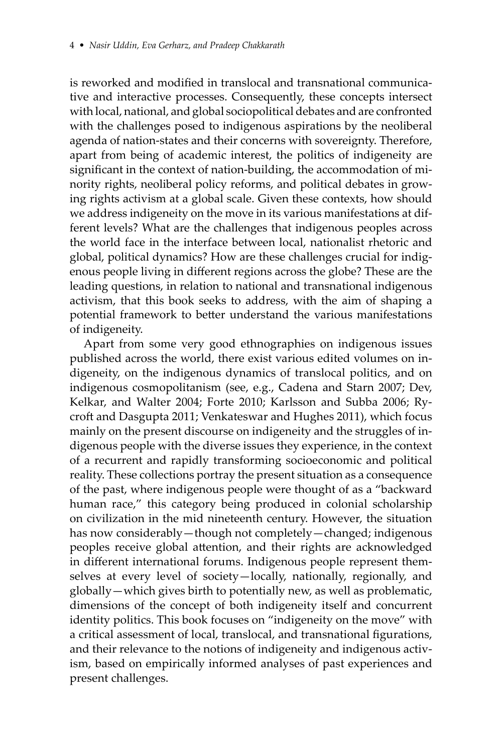is reworked and modified in translocal and transnational communicative and interactive processes. Consequently, these concepts intersect with local, national, and global sociopolitical debates and are confronted with the challenges posed to indigenous aspirations by the neoliberal agenda of nation-states and their concerns with sovereignty. Therefore, apart from being of academic interest, the politics of indigeneity are significant in the context of nation-building, the accommodation of minority rights, neoliberal policy reforms, and political debates in growing rights activism at a global scale. Given these contexts, how should we address indigeneity on the move in its various manifestations at different levels? What are the challenges that indigenous peoples across the world face in the interface between local, nationalist rhetoric and global, political dynamics? How are these challenges crucial for indigenous people living in different regions across the globe? These are the leading questions, in relation to national and transnational indigenous activism, that this book seeks to address, with the aim of shaping a potential framework to better understand the various manifestations of indigeneity.

Apart from some very good ethnographies on indigenous issues published across the world, there exist various edited volumes on indigeneity, on the indigenous dynamics of translocal politics, and on indigenous cosmopolitanism (see, e.g., Cadena and Starn 2007; Dev, Kelkar, and Walter 2004; Forte 2010; Karlsson and Subba 2006; Rycroft and Dasgupta 2011; Venkateswar and Hughes 2011), which focus mainly on the present discourse on indigeneity and the struggles of indigenous people with the diverse issues they experience, in the context of a recurrent and rapidly transforming socioeconomic and political reality. These collections portray the present situation as a consequence of the past, where indigenous people were thought of as a "backward human race," this category being produced in colonial scholarship on civilization in the mid nineteenth century. However, the situation has now considerably—though not completely—changed; indigenous peoples receive global attention, and their rights are acknowledged in different international forums. Indigenous people represent themselves at every level of society—locally, nationally, regionally, and globally—which gives birth to potentially new, as well as problematic, dimensions of the concept of both indigeneity itself and concurrent identity politics. This book focuses on "indigeneity on the move" with a critical assessment of local, translocal, and transnational figurations, and their relevance to the notions of indigeneity and indigenous activism, based on empirically informed analyses of past experiences and present challenges.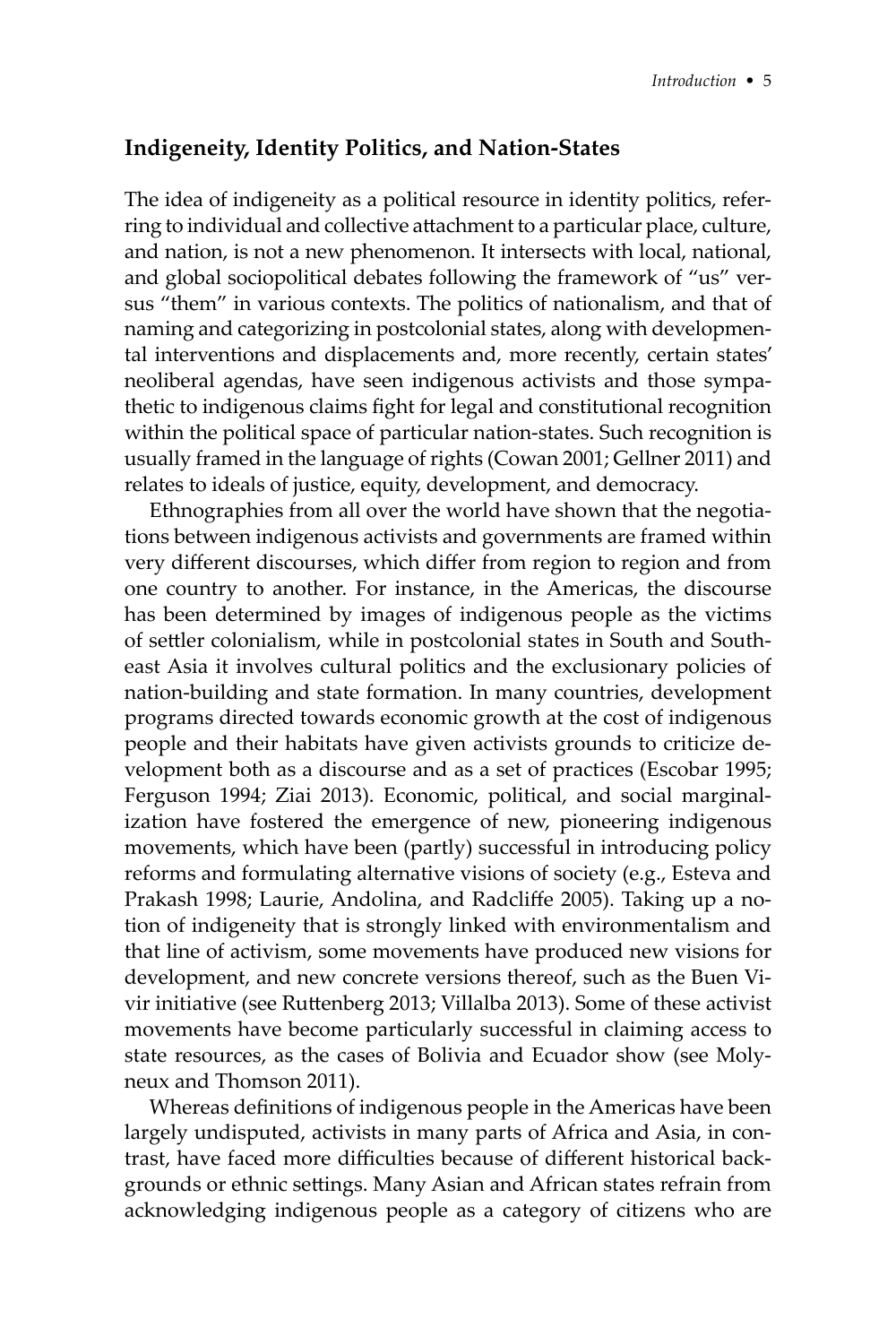## Indigeneity, Identity Politics, and Nation-States

The idea of indigeneity as a political resource in identity politics, referring to individual and collective attachment to a particular place, culture, and nation, is not a new phenomenon. It intersects with local, national, and global sociopolitical debates following the framework of "us" versus "them" in various contexts. The politics of nationalism, and that of naming and categorizing in postcolonial states, along with developmental interventions and displacements and, more recently, certain states' neoliberal agendas, have seen indigenous activists and those sympathetic to indigenous claims fight for legal and constitutional recognition within the political space of particular nation-states. Such recognition is usually framed in the language of rights (Cowan 2001; Gellner 2011) and relates to ideals of justice, equity, development, and democracy.

Ethnographies from all over the world have shown that the negotiations between indigenous activists and governments are framed within very different discourses, which differ from region to region and from one country to another. For instance, in the Americas, the discourse has been determined by images of indigenous people as the victims of settler colonialism, while in postcolonial states in South and Southeast Asia it involves cultural politics and the exclusionary policies of nation-building and state formation. In many countries, development programs directed towards economic growth at the cost of indigenous people and their habitats have given activists grounds to criticize development both as a discourse and as a set of practices (Escobar 1995; Ferguson 1994; Ziai 2013). Economic, political, and social marginalization have fostered the emergence of new, pioneering indigenous movements, which have been (partly) successful in introducing policy reforms and formulating alternative visions of society (e.g., Esteva and Prakash 1998; Laurie, Andolina, and Radcliffe 2005). Taking up a notion of indigeneity that is strongly linked with environmentalism and that line of activism, some movements have produced new visions for development, and new concrete versions thereof, such as the Buen Vivir initiative (see Ruttenberg 2013; Villalba 2013). Some of these activist movements have become particularly successful in claiming access to state resources, as the cases of Bolivia and Ecuador show (see Molyneux and Thomson 2011).

Whereas definitions of indigenous people in the Americas have been largely undisputed, activists in many parts of Africa and Asia, in contrast, have faced more difficulties because of different historical backgrounds or ethnic settings. Many Asian and African states refrain from acknowledging indigenous people as a category of citizens who are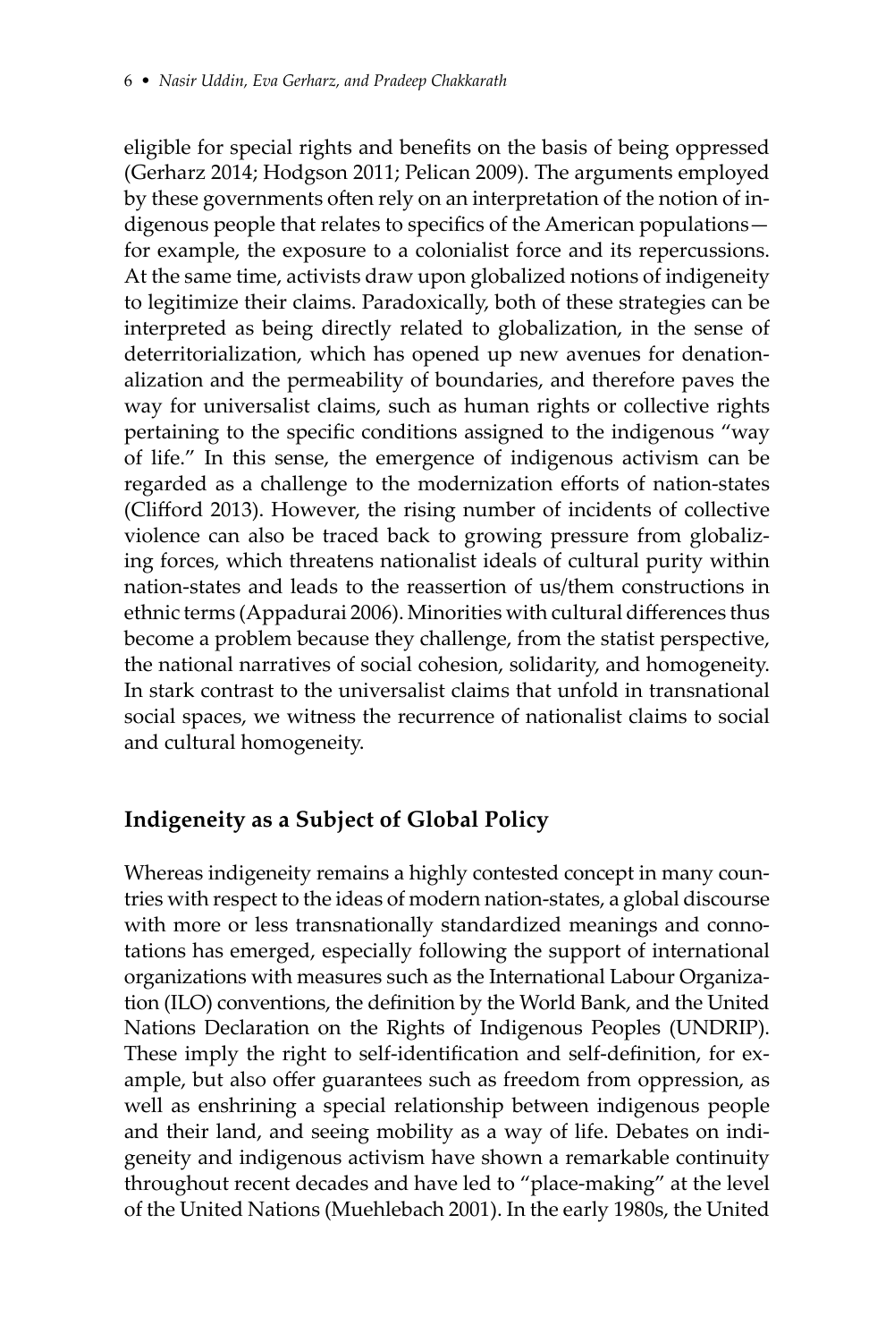eligible for special rights and benefits on the basis of being oppressed (Gerharz 2014; Hodgson 2011; Pelican 2009). The arguments employed by these governments often rely on an interpretation of the notion of indigenous people that relates to specifics of the American populations—for example, the exposure to a colonialist force and its repercussions. At the same time, activists draw upon globalized notions of indigeneity to legitimize their claims. Paradoxically, both of these strategies can be interpreted as being directly related to globalization, in the sense of deterritorialization, which has opened up new avenues for denationalization and the permeability of boundaries, and therefore paves the way for universalist claims, such as human rights or collective rights pertaining to the specific conditions assigned to the indigenous "way of life." In this sense, the emergence of indigenous activism can be regarded as a challenge to the modernization efforts of nation-states (Clifford 2013). However, the rising number of incidents of collective violence can also be traced back to growing pressure from globalizing forces, which threatens nationalist ideals of cultural purity within nation-states and leads to the reassertion of us/them constructions in ethnic terms (Appadurai 2006). Minorities with cultural differences thus become a problem because they challenge, from the statist perspective, the national narratives of social cohesion, solidarity, and homogeneity. In stark contrast to the universalist claims that unfold in transnational social spaces, we witness the recurrence of nationalist claims to social and cultural homogeneity.

## Indigeneity as a Subject of Global Policy

Whereas indigeneity remains a highly contested concept in many countries with respect to the ideas of modern nation-states, a global discourse with more or less transnationally standardized meanings and connotations has emerged, especially following the support of international organizations with measures such as the International Labour Organization (ILO) conventions, the definition by the World Bank, and the United Nations Declaration on the Rights of Indigenous Peoples (UNDRIP). These imply the right to self-identification and self-definition, for example, but also offer guarantees such as freedom from oppression, as well as enshrining a special relationship between indigenous people and their land, and seeing mobility as a way of life. Debates on indigeneity and indigenous activism have shown a remarkable continuity throughout recent decades and have led to "place-making" at the level of the United Nations (Muehlebach 2001). In the early 1980s, the United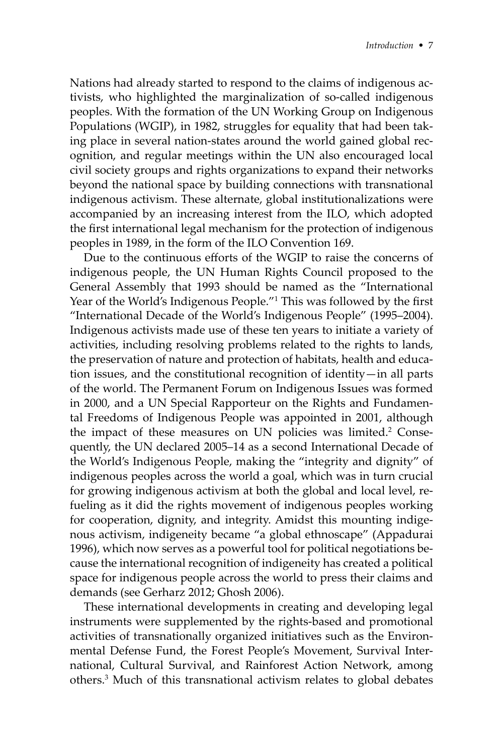Nations had already started to respond to the claims of indigenous activists, who highlighted the marginalization of so-called indigenous peoples. With the formation of the UN Working Group on Indigenous Populations (WGIP), in 1982, struggles for equality that had been taking place in several nation-states around the world gained global recognition, and regular meetings within the UN also encouraged local civil society groups and rights organizations to expand their networks beyond the national space by building connections with transnational indigenous activism. These alternate, global institutionalizations were accompanied by an increasing interest from the ILO, which adopted the first international legal mechanism for the protection of indigenous peoples in 1989, in the form of the ILO Convention 169.

Due to the continuous efforts of the WGIP to raise the concerns of indigenous people, the UN Human Rights Council proposed to the General Assembly that 1993 should be named as the "International Year of the World's Indigenous People."[1] This was followed by the first "International Decade of the World's Indigenous People" (1995–2004). Indigenous activists made use of these ten years to initiate a variety of activities, including resolving problems related to the rights to lands, the preservation of nature and protection of habitats, health and education issues, and the constitutional recognition of identity—in all parts of the world. The Permanent Forum on Indigenous Issues was formed in 2000, and a UN Special Rapporteur on the Rights and Fundamental Freedoms of Indigenous People was appointed in 2001, although the impact of these measures on UN policies was limited.[2] Consequently, the UN declared 2005–14 as a second International Decade of the World's Indigenous People, making the "integrity and dignity" of indigenous peoples across the world a goal, which was in turn crucial for growing indigenous activism at both the global and local level, refueling as it did the rights movement of indigenous peoples working for cooperation, dignity, and integrity. Amidst this mounting indigenous activism, indigeneity became "a global ethnoscape" (Appadurai 1996), which now serves as a powerful tool for political negotiations because the international recognition of indigeneity has created a political space for indigenous people across the world to press their claims and demands (see Gerharz 2012; Ghosh 2006).

These international developments in creating and developing legal instruments were supplemented by the rights-based and promotional activities of transnationally organized initiatives such as the Environmental Defense Fund, the Forest People's Movement, Survival International, Cultural Survival, and Rainforest Action Network, among others.[3] Much of this transnational activism relates to global debates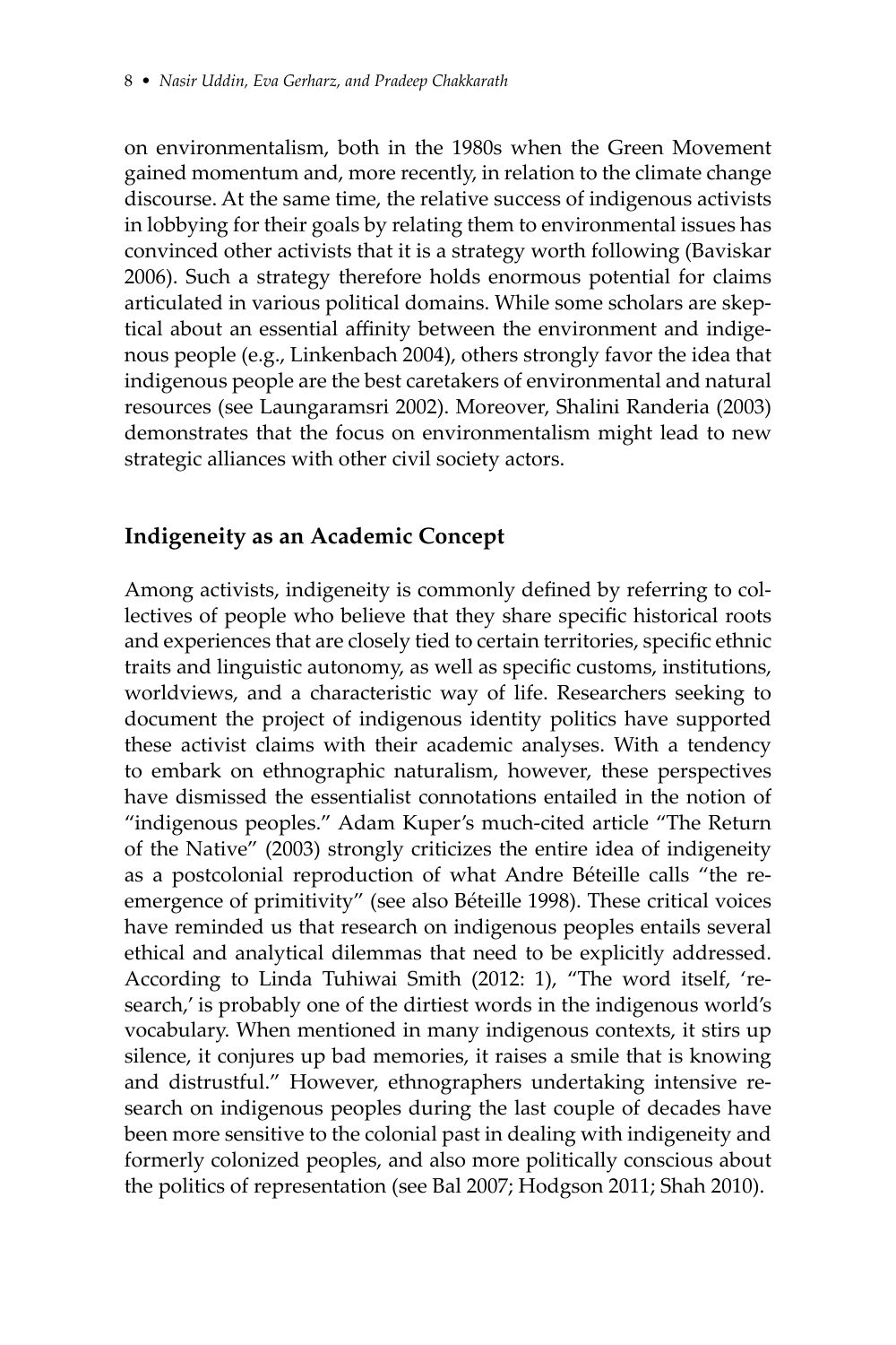on environmentalism, both in the 1980s when the Green Movement gained momentum and, more recently, in relation to the climate change discourse. At the same time, the relative success of indigenous activists in lobbying for their goals by relating them to environmental issues has convinced other activists that it is a strategy worth following (Baviskar 2006). Such a strategy therefore holds enormous potential for claims articulated in various political domains. While some scholars are skeptical about an essential affinity between the environment and indigenous people (e.g., Linkenbach 2004), others strongly favor the idea that indigenous people are the best caretakers of environmental and natural resources (see Laungaramsri 2002). Moreover, Shalini Randeria (2003) demonstrates that the focus on environmentalism might lead to new strategic alliances with other civil society actors.

## Indigeneity as an Academic Concept

Among activists, indigeneity is commonly defined by referring to collectives of people who believe that they share specific historical roots and experiences that are closely tied to certain territories, specific ethnic traits and linguistic autonomy, as well as specific customs, institutions, worldviews, and a characteristic way of life. Researchers seeking to document the project of indigenous identity politics have supported these activist claims with their academic analyses. With a tendency to embark on ethnographic naturalism, however, these perspectives have dismissed the essentialist connotations entailed in the notion of "indigenous peoples." Adam Kuper's much-cited article "The Return of the Native" (2003) strongly criticizes the entire idea of indigeneity as a postcolonial reproduction of what Andre Béteille calls "the re-emergence of primitivity" (see also Béteille 1998). These critical voices have reminded us that research on indigenous peoples entails several ethical and analytical dilemmas that need to be explicitly addressed. According to Linda Tuhiwai Smith (2012: 1), "The word itself, 'research,' is probably one of the dirtiest words in the indigenous world's vocabulary. When mentioned in many indigenous contexts, it stirs up silence, it conjures up bad memories, it raises a smile that is knowing and distrustful." However, ethnographers undertaking intensive research on indigenous peoples during the last couple of decades have been more sensitive to the colonial past in dealing with indigeneity and formerly colonized peoples, and also more politically conscious about the politics of representation (see Bal 2007; Hodgson 2011; Shah 2010).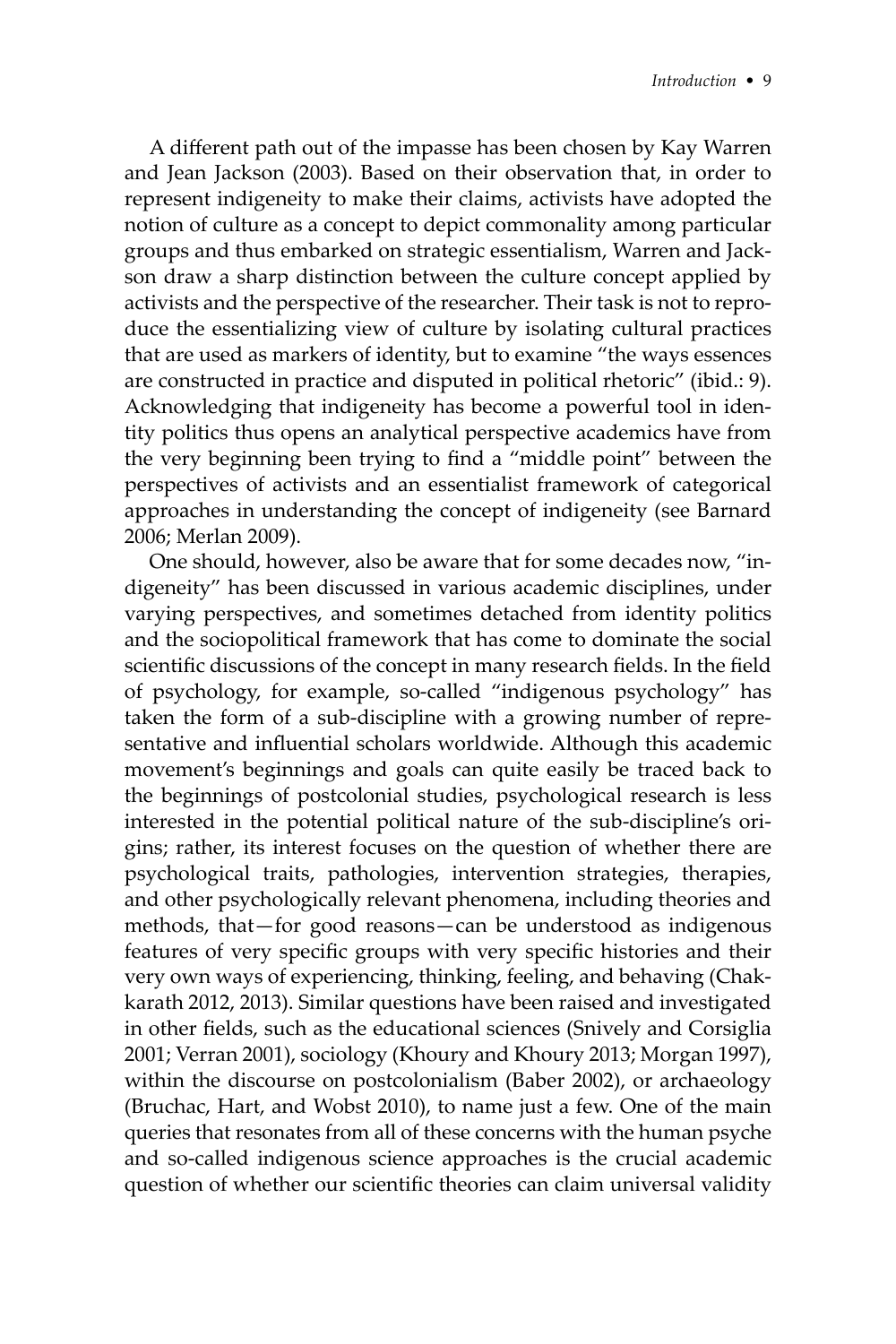A different path out of the impasse has been chosen by Kay Warren and Jean Jackson (2003). Based on their observation that, in order to represent indigeneity to make their claims, activists have adopted the notion of culture as a concept to depict commonality among particular groups and thus embarked on strategic essentialism, Warren and Jackson draw a sharp distinction between the culture concept applied by activists and the perspective of the researcher. Their task is not to reproduce the essentializing view of culture by isolating cultural practices that are used as markers of identity, but to examine "the ways essences are constructed in practice and disputed in political rhetoric" (ibid.: 9). Acknowledging that indigeneity has become a powerful tool in identity politics thus opens an analytical perspective academics have from the very beginning been trying to find a "middle point" between the perspectives of activists and an essentialist framework of categorical approaches in understanding the concept of indigeneity (see Barnard 2006; Merlan 2009).

One should, however, also be aware that for some decades now, "indigeneity" has been discussed in various academic disciplines, under varying perspectives, and sometimes detached from identity politics and the sociopolitical framework that has come to dominate the social scientific discussions of the concept in many research fields. In the field of psychology, for example, so-called "indigenous psychology" has taken the form of a sub-discipline with a growing number of representative and influential scholars worldwide. Although this academic movement's beginnings and goals can quite easily be traced back to the beginnings of postcolonial studies, psychological research is less interested in the potential political nature of the sub-discipline's origins; rather, its interest focuses on the question of whether there are psychological traits, pathologies, intervention strategies, therapies, and other psychologically relevant phenomena, including theories and methods, that—for good reasons—can be understood as indigenous features of very specific groups with very specific histories and their very own ways of experiencing, thinking, feeling, and behaving (Chakkarath 2012, 2013). Similar questions have been raised and investigated in other fields, such as the educational sciences (Snively and Corsiglia 2001; Verran 2001), sociology (Khoury and Khoury 2013; Morgan 1997), within the discourse on postcolonialism (Baber 2002), or archaeology (Bruchac, Hart, and Wobst 2010), to name just a few. One of the main queries that resonates from all of these concerns with the human psyche and so-called indigenous science approaches is the crucial academic question of whether our scientific theories can claim universal validity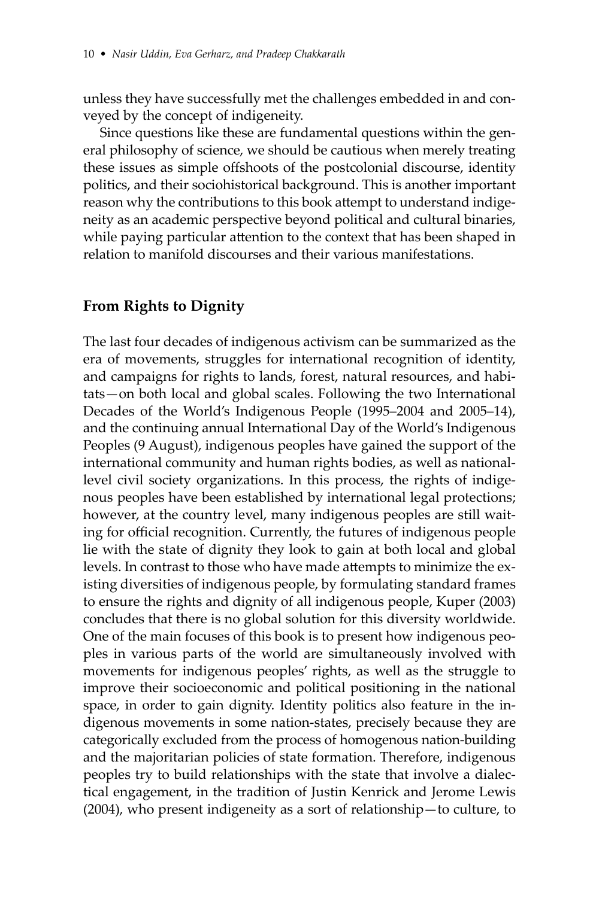unless they have successfully met the challenges embedded in and conveyed by the concept of indigeneity.

Since questions like these are fundamental questions within the general philosophy of science, we should be cautious when merely treating these issues as simple offshoots of the postcolonial discourse, identity politics, and their sociohistorical background. This is another important reason why the contributions to this book attempt to understand indigeneity as an academic perspective beyond political and cultural binaries, while paying particular attention to the context that has been shaped in relation to manifold discourses and their various manifestations.

## From Rights to Dignity

The last four decades of indigenous activism can be summarized as the era of movements, struggles for international recognition of identity, and campaigns for rights to lands, forest, natural resources, and habitats—on both local and global scales. Following the two International Decades of the World's Indigenous People (1995–2004 and 2005–14), and the continuing annual International Day of the World's Indigenous Peoples (9 August), indigenous peoples have gained the support of the international community and human rights bodies, as well as national-level civil society organizations. In this process, the rights of indigenous peoples have been established by international legal protections; however, at the country level, many indigenous peoples are still waiting for official recognition. Currently, the futures of indigenous people lie with the state of dignity they look to gain at both local and global levels. In contrast to those who have made attempts to minimize the existing diversities of indigenous people, by formulating standard frames to ensure the rights and dignity of all indigenous people, Kuper (2003) concludes that there is no global solution for this diversity worldwide. One of the main focuses of this book is to present how indigenous peoples in various parts of the world are simultaneously involved with movements for indigenous peoples' rights, as well as the struggle to improve their socioeconomic and political positioning in the national space, in order to gain dignity. Identity politics also feature in the indigenous movements in some nation-states, precisely because they are categorically excluded from the process of homogenous nation-building and the majoritarian policies of state formation. Therefore, indigenous peoples try to build relationships with the state that involve a dialectical engagement, in the tradition of Justin Kenrick and Jerome Lewis (2004), who present indigeneity as a sort of relationship—to culture, to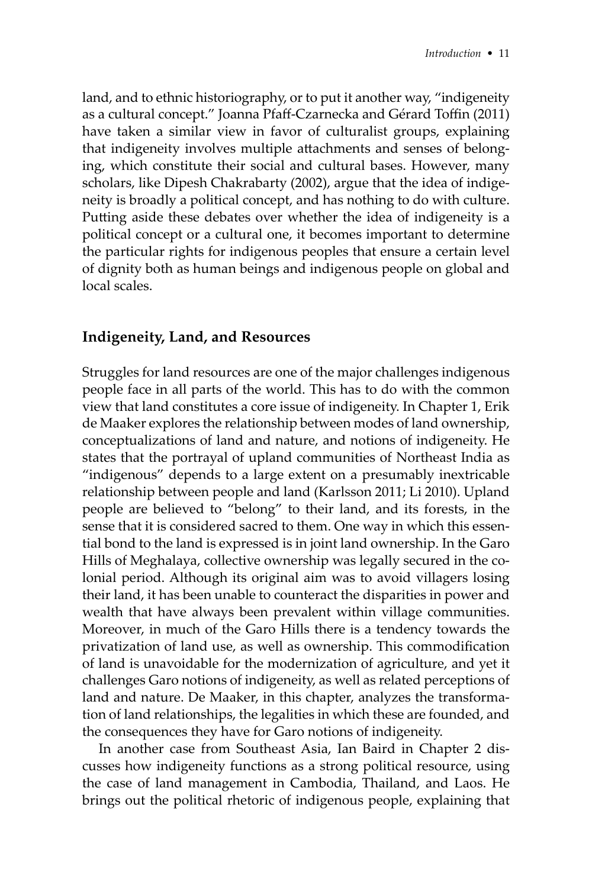land, and to ethnic historiography, or to put it another way, "indigeneity as a cultural concept." Joanna Pfaff-Czarnecka and Gérard Toffin (2011) have taken a similar view in favor of culturalist groups, explaining that indigeneity involves multiple attachments and senses of belonging, which constitute their social and cultural bases. However, many scholars, like Dipesh Chakrabarty (2002), argue that the idea of indigeneity is broadly a political concept, and has nothing to do with culture. Putting aside these debates over whether the idea of indigeneity is a political concept or a cultural one, it becomes important to determine the particular rights for indigenous peoples that ensure a certain level of dignity both as human beings and indigenous people on global and local scales.

## Indigeneity, Land, and Resources

Struggles for land resources are one of the major challenges indigenous people face in all parts of the world. This has to do with the common view that land constitutes a core issue of indigeneity. In Chapter 1, Erik de Maaker explores the relationship between modes of land ownership, conceptualizations of land and nature, and notions of indigeneity. He states that the portrayal of upland communities of Northeast India as "indigenous" depends to a large extent on a presumably inextricable relationship between people and land (Karlsson 2011; Li 2010). Upland people are believed to "belong" to their land, and its forests, in the sense that it is considered sacred to them. One way in which this essential bond to the land is expressed is in joint land ownership. In the Garo Hills of Meghalaya, collective ownership was legally secured in the colonial period. Although its original aim was to avoid villagers losing their land, it has been unable to counteract the disparities in power and wealth that have always been prevalent within village communities. Moreover, in much of the Garo Hills there is a tendency towards the privatization of land use, as well as ownership. This commodification of land is unavoidable for the modernization of agriculture, and yet it challenges Garo notions of indigeneity, as well as related perceptions of land and nature. De Maaker, in this chapter, analyzes the transformation of land relationships, the legalities in which these are founded, and the consequences they have for Garo notions of indigeneity.

In another case from Southeast Asia, Ian Baird in Chapter 2 discusses how indigeneity functions as a strong political resource, using the case of land management in Cambodia, Thailand, and Laos. He brings out the political rhetoric of indigenous people, explaining that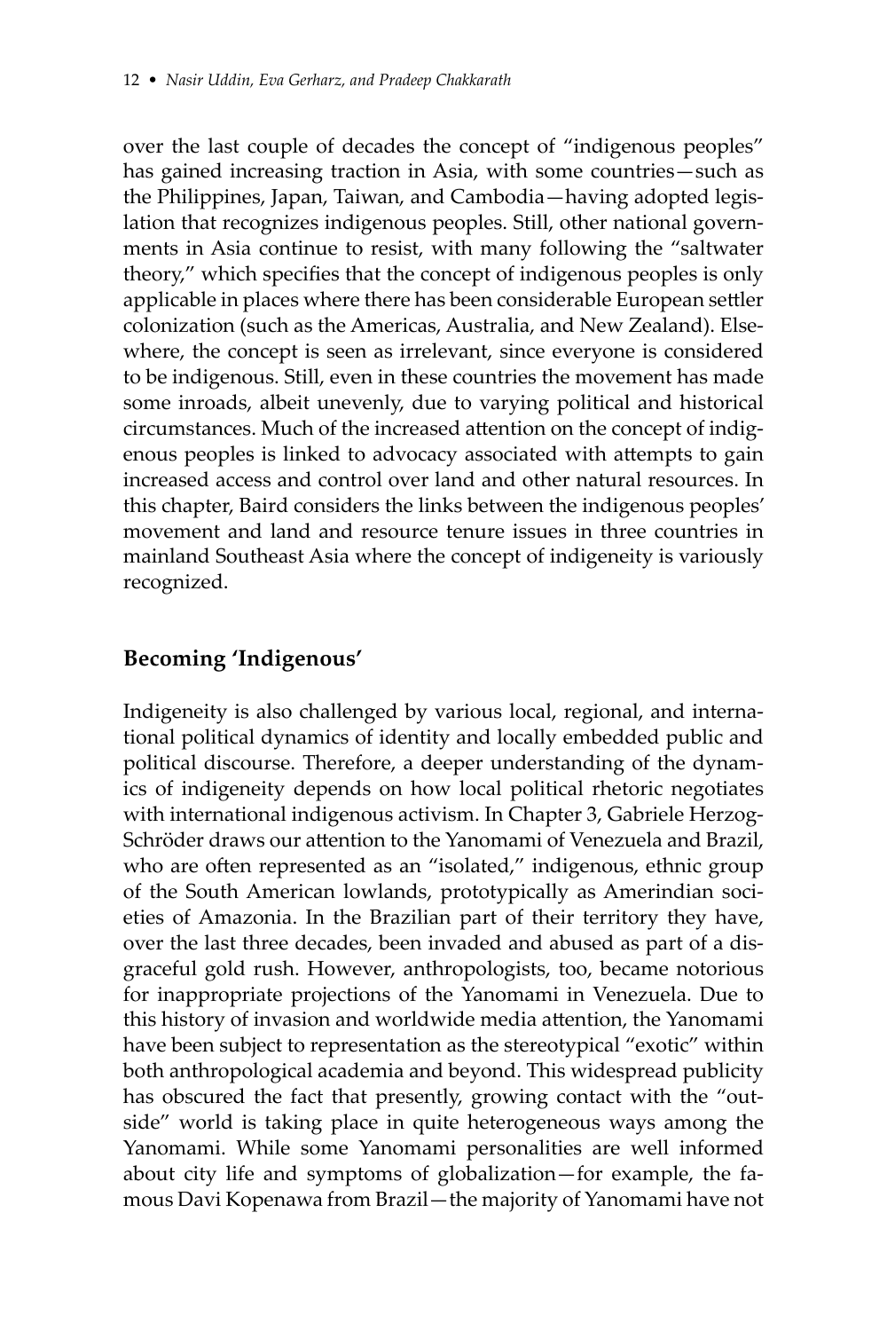over the last couple of decades the concept of "indigenous peoples" has gained increasing traction in Asia, with some countries—such as the Philippines, Japan, Taiwan, and Cambodia—having adopted legislation that recognizes indigenous peoples. Still, other national governments in Asia continue to resist, with many following the "saltwater theory," which specifies that the concept of indigenous peoples is only applicable in places where there has been considerable European settler colonization (such as the Americas, Australia, and New Zealand). Elsewhere, the concept is seen as irrelevant, since everyone is considered to be indigenous. Still, even in these countries the movement has made some inroads, albeit unevenly, due to varying political and historical circumstances. Much of the increased attention on the concept of indigenous peoples is linked to advocacy associated with attempts to gain increased access and control over land and other natural resources. In this chapter, Baird considers the links between the indigenous peoples' movement and land and resource tenure issues in three countries in mainland Southeast Asia where the concept of indigeneity is variously recognized.

## Becoming 'Indigenous'

Indigeneity is also challenged by various local, regional, and international political dynamics of identity and locally embedded public and political discourse. Therefore, a deeper understanding of the dynamics of indigeneity depends on how local political rhetoric negotiates with international indigenous activism. In Chapter 3, Gabriele Herzog-Schröder draws our attention to the Yanomami of Venezuela and Brazil, who are often represented as an "isolated," indigenous, ethnic group of the South American lowlands, prototypically as Amerindian societies of Amazonia. In the Brazilian part of their territory they have, over the last three decades, been invaded and abused as part of a disgraceful gold rush. However, anthropologists, too, became notorious for inappropriate projections of the Yanomami in Venezuela. Due to this history of invasion and worldwide media attention, the Yanomami have been subject to representation as the stereotypical "exotic" within both anthropological academia and beyond. This widespread publicity has obscured the fact that presently, growing contact with the "outside" world is taking place in quite heterogeneous ways among the Yanomami. While some Yanomami personalities are well informed about city life and symptoms of globalization—for example, the famous Davi Kopenawa from Brazil—the majority of Yanomami have not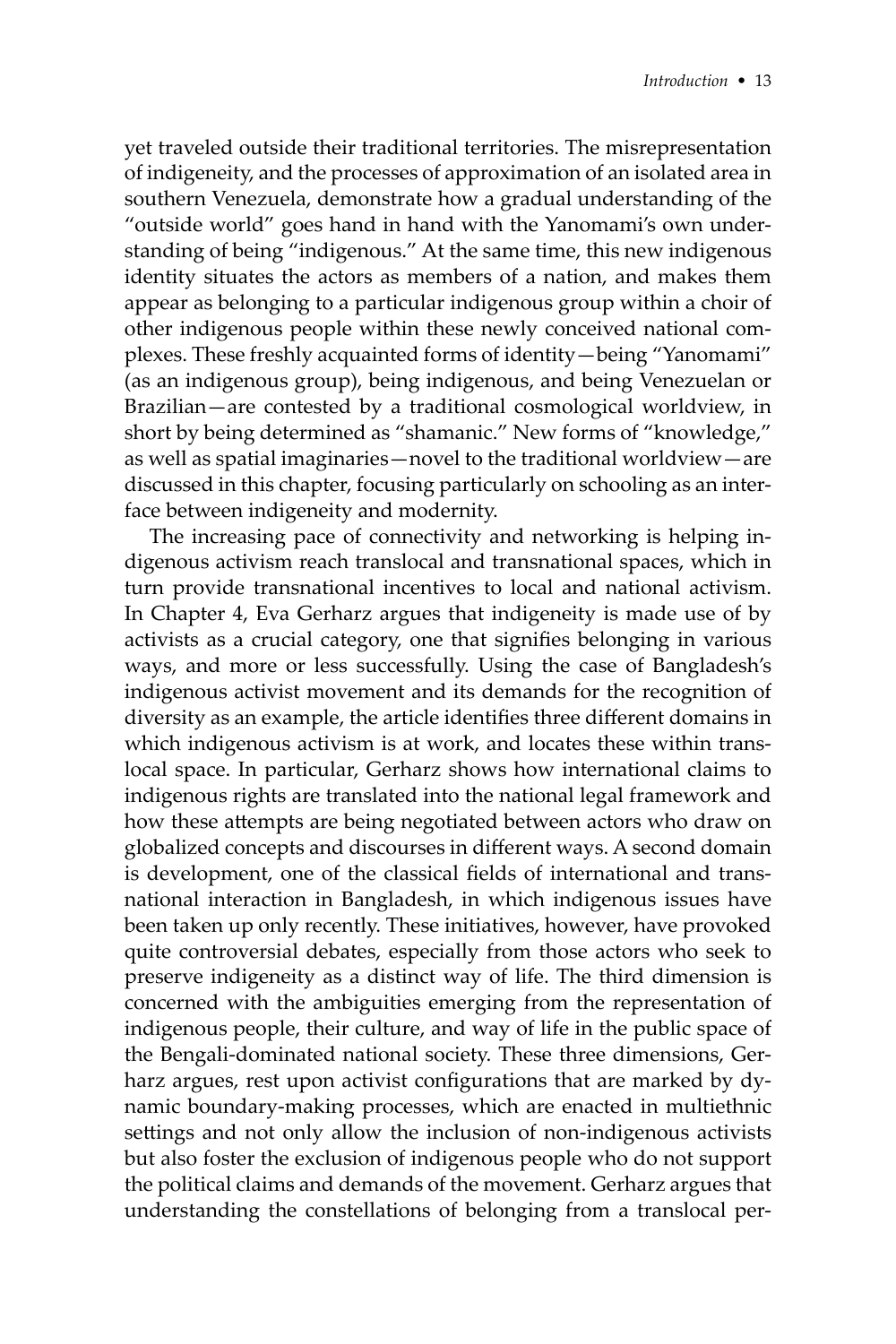yet traveled outside their traditional territories. The misrepresentation of indigeneity, and the processes of approximation of an isolated area in southern Venezuela, demonstrate how a gradual understanding of the "outside world" goes hand in hand with the Yanomami's own understanding of being "indigenous." At the same time, this new indigenous identity situates the actors as members of a nation, and makes them appear as belonging to a particular indigenous group within a choir of other indigenous people within these newly conceived national complexes. These freshly acquainted forms of identity—being "Yanomami" (as an indigenous group), being indigenous, and being Venezuelan or Brazilian—are contested by a traditional cosmological worldview, in short by being determined as "shamanic." New forms of "knowledge," as well as spatial imaginaries—novel to the traditional worldview—are discussed in this chapter, focusing particularly on schooling as an interface between indigeneity and modernity.

The increasing pace of connectivity and networking is helping indigenous activism reach translocal and transnational spaces, which in turn provide transnational incentives to local and national activism. In Chapter 4, Eva Gerharz argues that indigeneity is made use of by activists as a crucial category, one that signifies belonging in various ways, and more or less successfully. Using the case of Bangladesh's indigenous activist movement and its demands for the recognition of diversity as an example, the article identifies three different domains in which indigenous activism is at work, and locates these within translocal space. In particular, Gerharz shows how international claims to indigenous rights are translated into the national legal framework and how these attempts are being negotiated between actors who draw on globalized concepts and discourses in different ways. A second domain is development, one of the classical fields of international and transnational interaction in Bangladesh, in which indigenous issues have been taken up only recently. These initiatives, however, have provoked quite controversial debates, especially from those actors who seek to preserve indigeneity as a distinct way of life. The third dimension is concerned with the ambiguities emerging from the representation of indigenous people, their culture, and way of life in the public space of the Bengali-dominated national society. These three dimensions, Gerharz argues, rest upon activist configurations that are marked by dynamic boundary-making processes, which are enacted in multiethnic settings and not only allow the inclusion of non-indigenous activists but also foster the exclusion of indigenous people who do not support the political claims and demands of the movement. Gerharz argues that understanding the constellations of belonging from a translocal per-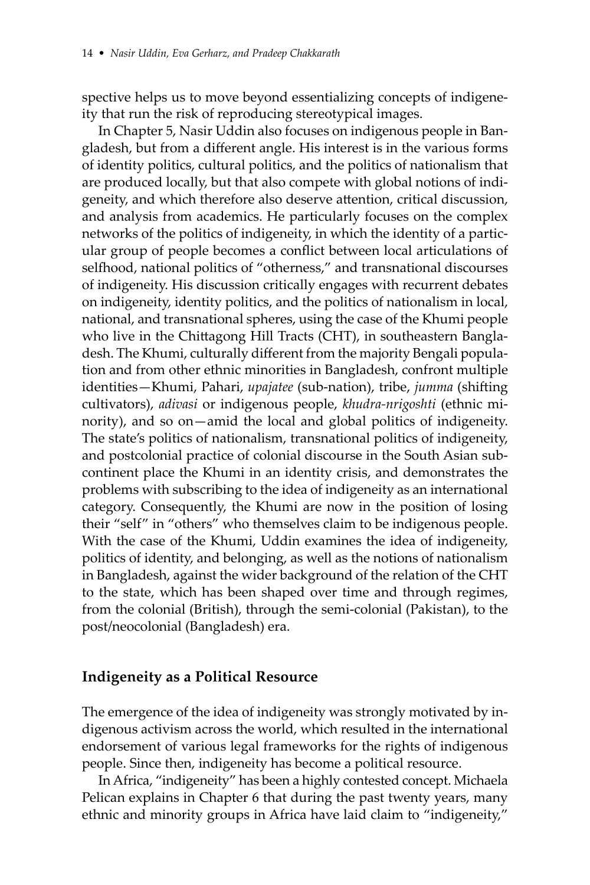spective helps us to move beyond essentializing concepts of indigeneity that run the risk of reproducing stereotypical images.

In Chapter 5, Nasir Uddin also focuses on indigenous people in Bangladesh, but from a different angle. His interest is in the various forms of identity politics, cultural politics, and the politics of nationalism that are produced locally, but that also compete with global notions of indigeneity, and which therefore also deserve attention, critical discussion, and analysis from academics. He particularly focuses on the complex networks of the politics of indigeneity, in which the identity of a particular group of people becomes a conflict between local articulations of selfhood, national politics of "otherness," and transnational discourses of indigeneity. His discussion critically engages with recurrent debates on indigeneity, identity politics, and the politics of nationalism in local, national, and transnational spheres, using the case of the Khumi people who live in the Chittagong Hill Tracts (CHT), in southeastern Bangladesh. The Khumi, culturally different from the majority Bengali population and from other ethnic minorities in Bangladesh, confront multiple identities—Khumi, Pahari, *upajatee* (sub-nation), tribe, *jumma* (shifting cultivators), *adivasi* or indigenous people, *khudra-nrigoshti* (ethnic minority), and so on—amid the local and global politics of indigeneity. The state's politics of nationalism, transnational politics of indigeneity, and postcolonial practice of colonial discourse in the South Asian subcontinent place the Khumi in an identity crisis, and demonstrates the problems with subscribing to the idea of indigeneity as an international category. Consequently, the Khumi are now in the position of losing their "self" in "others" who themselves claim to be indigenous people. With the case of the Khumi, Uddin examines the idea of indigeneity, politics of identity, and belonging, as well as the notions of nationalism in Bangladesh, against the wider background of the relation of the CHT to the state, which has been shaped over time and through regimes, from the colonial (British), through the semi-colonial (Pakistan), to the post/neocolonial (Bangladesh) era.

## Indigeneity as a Political Resource

The emergence of the idea of indigeneity was strongly motivated by indigenous activism across the world, which resulted in the international endorsement of various legal frameworks for the rights of indigenous people. Since then, indigeneity has become a political resource.

In Africa, "indigeneity" has been a highly contested concept. Michaela Pelican explains in Chapter 6 that during the past twenty years, many ethnic and minority groups in Africa have laid claim to "indigeneity,"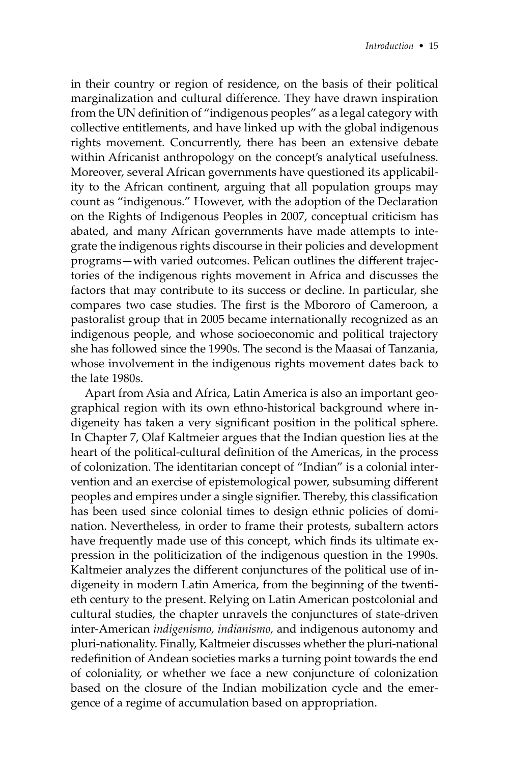in their country or region of residence, on the basis of their political marginalization and cultural difference. They have drawn inspiration from the UN definition of "indigenous peoples" as a legal category with collective entitlements, and have linked up with the global indigenous rights movement. Concurrently, there has been an extensive debate within Africanist anthropology on the concept's analytical usefulness. Moreover, several African governments have questioned its applicability to the African continent, arguing that all population groups may count as "indigenous." However, with the adoption of the Declaration on the Rights of Indigenous Peoples in 2007, conceptual criticism has abated, and many African governments have made attempts to integrate the indigenous rights discourse in their policies and development programs—with varied outcomes. Pelican outlines the different trajectories of the indigenous rights movement in Africa and discusses the factors that may contribute to its success or decline. In particular, she compares two case studies. The first is the Mbororo of Cameroon, a pastoralist group that in 2005 became internationally recognized as an indigenous people, and whose socioeconomic and political trajectory she has followed since the 1990s. The second is the Maasai of Tanzania, whose involvement in the indigenous rights movement dates back to the late 1980s.

Apart from Asia and Africa, Latin America is also an important geographical region with its own ethno-historical background where indigeneity has taken a very significant position in the political sphere. In Chapter 7, Olaf Kaltmeier argues that the Indian question lies at the heart of the political-cultural definition of the Americas, in the process of colonization. The identitarian concept of "Indian" is a colonial intervention and an exercise of epistemological power, subsuming different peoples and empires under a single signifier. Thereby, this classification has been used since colonial times to design ethnic policies of domination. Nevertheless, in order to frame their protests, subaltern actors have frequently made use of this concept, which finds its ultimate expression in the politicization of the indigenous question in the 1990s. Kaltmeier analyzes the different conjunctures of the political use of indigeneity in modern Latin America, from the beginning of the twentieth century to the present. Relying on Latin American postcolonial and cultural studies, the chapter unravels the conjunctures of state-driven inter-American *indigenismo, indianismo,* and indigenous autonomy and pluri-nationality. Finally, Kaltmeier discusses whether the pluri-national redefinition of Andean societies marks a turning point towards the end of coloniality, or whether we face a new conjuncture of colonization based on the closure of the Indian mobilization cycle and the emergence of a regime of accumulation based on appropriation.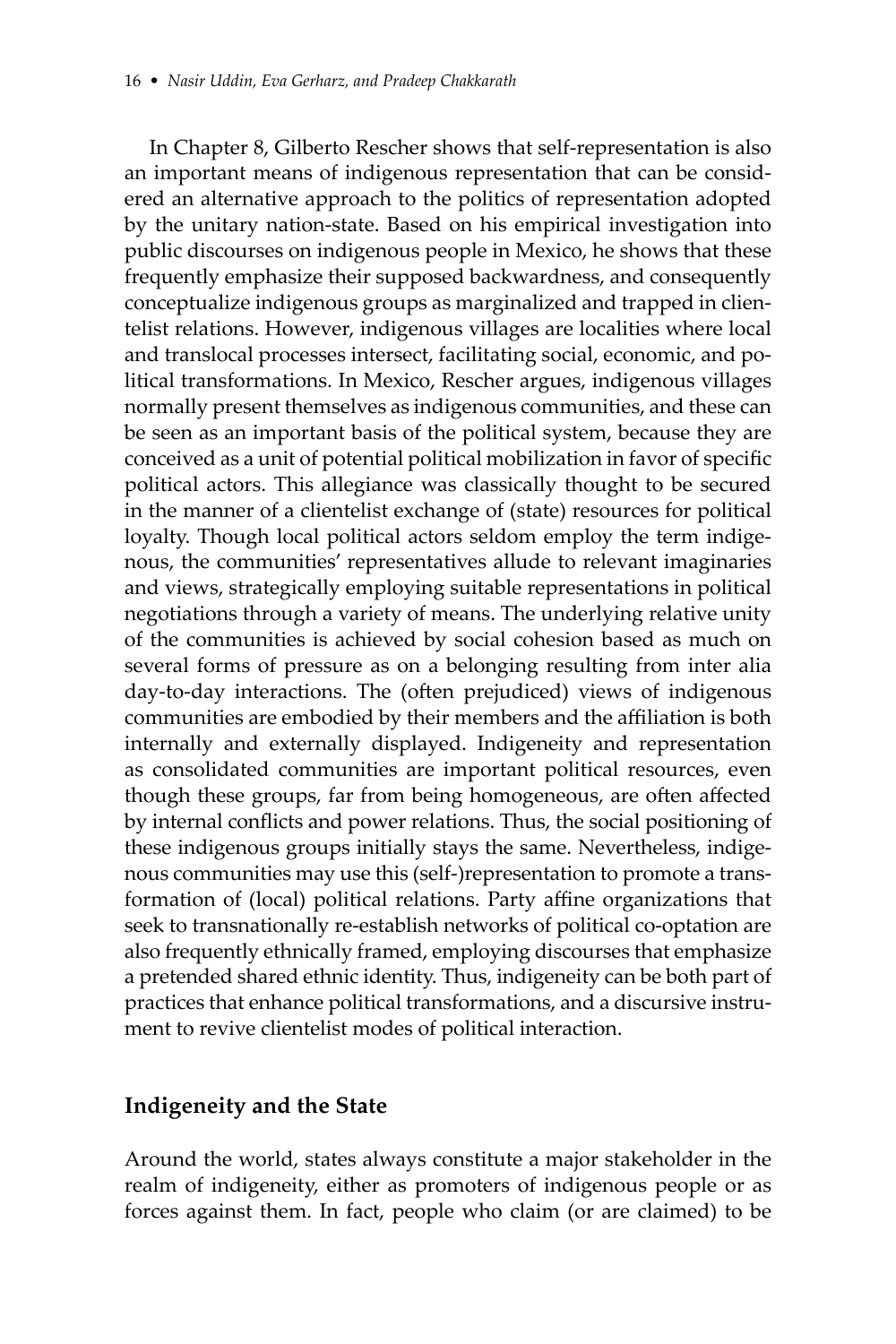In Chapter 8, Gilberto Rescher shows that self-representation is also an important means of indigenous representation that can be considered an alternative approach to the politics of representation adopted by the unitary nation-state. Based on his empirical investigation into public discourses on indigenous people in Mexico, he shows that these frequently emphasize their supposed backwardness, and consequently conceptualize indigenous groups as marginalized and trapped in clientelist relations. However, indigenous villages are localities where local and translocal processes intersect, facilitating social, economic, and political transformations. In Mexico, Rescher argues, indigenous villages normally present themselves as indigenous communities, and these can be seen as an important basis of the political system, because they are conceived as a unit of potential political mobilization in favor of specific political actors. This allegiance was classically thought to be secured in the manner of a clientelist exchange of (state) resources for political loyalty. Though local political actors seldom employ the term indigenous, the communities' representatives allude to relevant imaginaries and views, strategically employing suitable representations in political negotiations through a variety of means. The underlying relative unity of the communities is achieved by social cohesion based as much on several forms of pressure as on a belonging resulting from inter alia day-to-day interactions. The (often prejudiced) views of indigenous communities are embodied by their members and the affiliation is both internally and externally displayed. Indigeneity and representation as consolidated communities are important political resources, even though these groups, far from being homogeneous, are often affected by internal conflicts and power relations. Thus, the social positioning of these indigenous groups initially stays the same. Nevertheless, indigenous communities may use this (self-)representation to promote a transformation of (local) political relations. Party affine organizations that seek to transnationally re-establish networks of political co-optation are also frequently ethnically framed, employing discourses that emphasize a pretended shared ethnic identity. Thus, indigeneity can be both part of practices that enhance political transformations, and a discursive instrument to revive clientelist modes of political interaction.

## Indigeneity and the State

Around the world, states always constitute a major stakeholder in the realm of indigeneity, either as promoters of indigenous people or as forces against them. In fact, people who claim (or are claimed) to be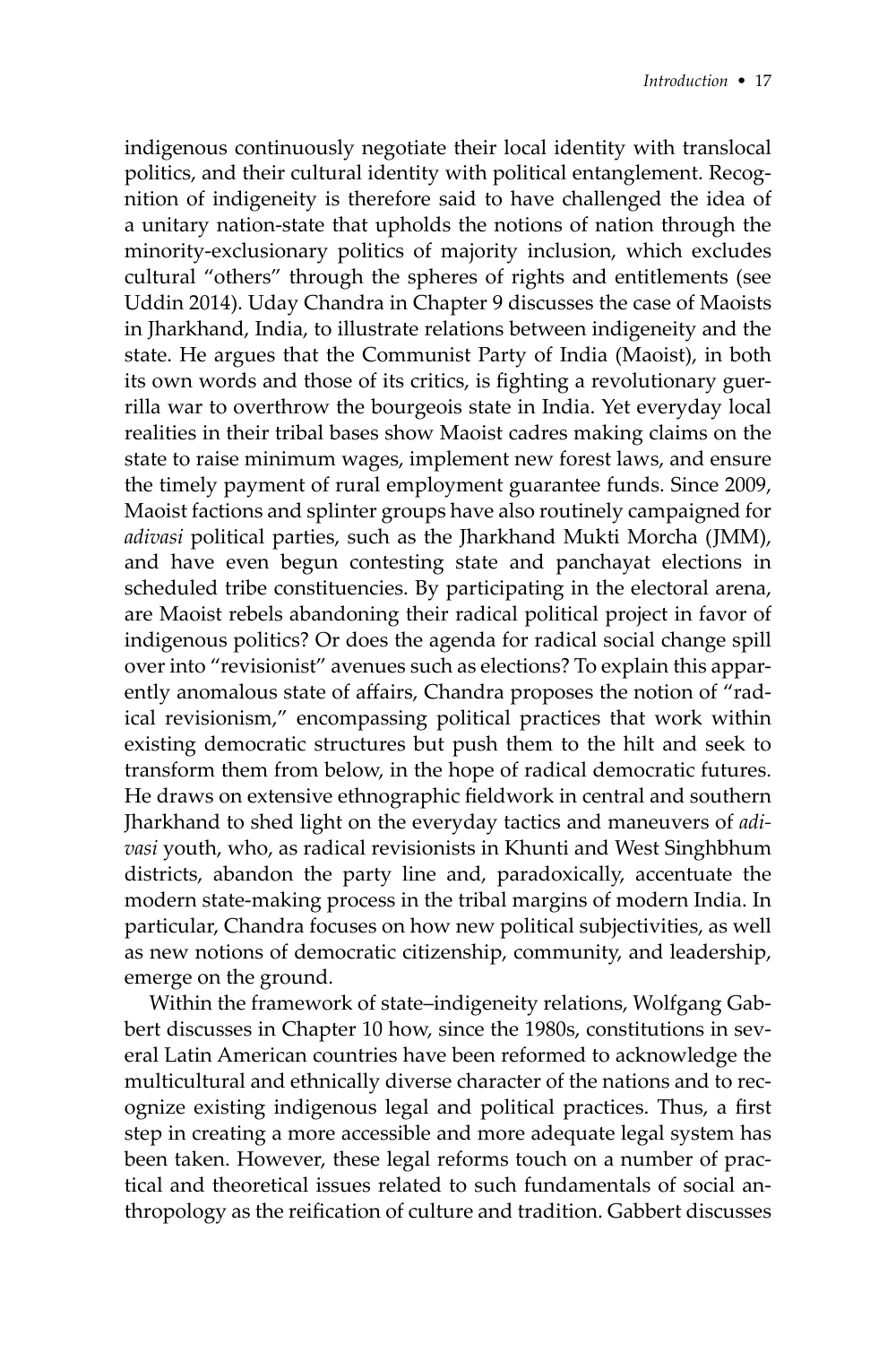indigenous continuously negotiate their local identity with translocal politics, and their cultural identity with political entanglement. Recognition of indigeneity is therefore said to have challenged the idea of a unitary nation-state that upholds the notions of nation through the minority-exclusionary politics of majority inclusion, which excludes cultural "others" through the spheres of rights and entitlements (see Uddin 2014). Uday Chandra in Chapter 9 discusses the case of Maoists in Jharkhand, India, to illustrate relations between indigeneity and the state. He argues that the Communist Party of India (Maoist), in both its own words and those of its critics, is fighting a revolutionary guerrilla war to overthrow the bourgeois state in India. Yet everyday local realities in their tribal bases show Maoist cadres making claims on the state to raise minimum wages, implement new forest laws, and ensure the timely payment of rural employment guarantee funds. Since 2009, Maoist factions and splinter groups have also routinely campaigned for *adivasi* political parties, such as the Jharkhand Mukti Morcha (JMM), and have even begun contesting state and panchayat elections in scheduled tribe constituencies. By participating in the electoral arena, are Maoist rebels abandoning their radical political project in favor of indigenous politics? Or does the agenda for radical social change spill over into "revisionist" avenues such as elections? To explain this apparently anomalous state of affairs, Chandra proposes the notion of "radical revisionism," encompassing political practices that work within existing democratic structures but push them to the hilt and seek to transform them from below, in the hope of radical democratic futures. He draws on extensive ethnographic fieldwork in central and southern Jharkhand to shed light on the everyday tactics and maneuvers of *adivasi* youth, who, as radical revisionists in Khunti and West Singhbhum districts, abandon the party line and, paradoxically, accentuate the modern state-making process in the tribal margins of modern India. In particular, Chandra focuses on how new political subjectivities, as well as new notions of democratic citizenship, community, and leadership, emerge on the ground.

Within the framework of state–indigeneity relations, Wolfgang Gabbert discusses in Chapter 10 how, since the 1980s, constitutions in several Latin American countries have been reformed to acknowledge the multicultural and ethnically diverse character of the nations and to recognize existing indigenous legal and political practices. Thus, a first step in creating a more accessible and more adequate legal system has been taken. However, these legal reforms touch on a number of practical and theoretical issues related to such fundamentals of social anthropology as the reification of culture and tradition. Gabbert discusses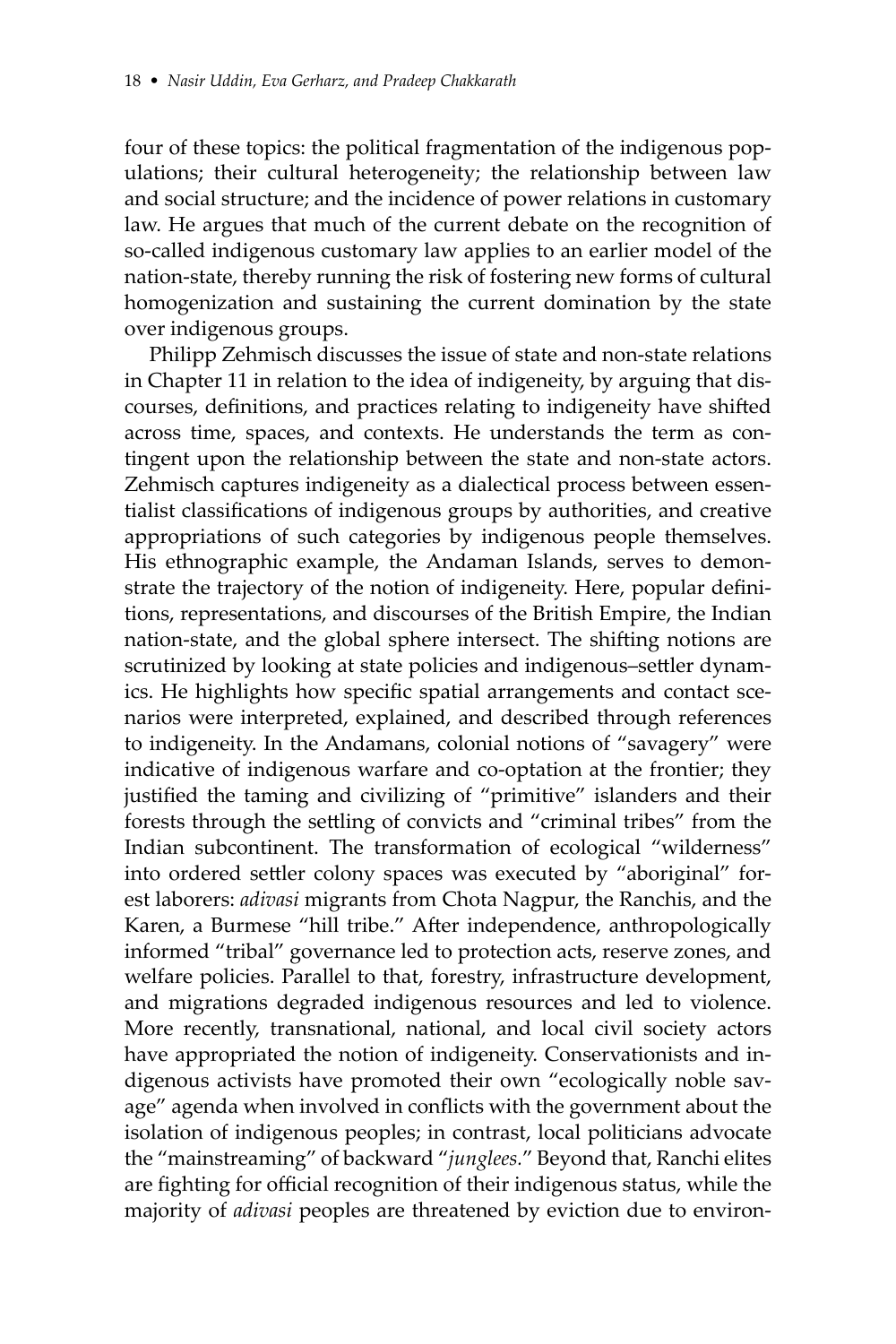four of these topics: the political fragmentation of the indigenous populations; their cultural heterogeneity; the relationship between law and social structure; and the incidence of power relations in customary law. He argues that much of the current debate on the recognition of so-called indigenous customary law applies to an earlier model of the nation-state, thereby running the risk of fostering new forms of cultural homogenization and sustaining the current domination by the state over indigenous groups.

Philipp Zehmisch discusses the issue of state and non-state relations in Chapter 11 in relation to the idea of indigeneity, by arguing that discourses, definitions, and practices relating to indigeneity have shifted across time, spaces, and contexts. He understands the term as contingent upon the relationship between the state and non-state actors. Zehmisch captures indigeneity as a dialectical process between essentialist classifications of indigenous groups by authorities, and creative appropriations of such categories by indigenous people themselves. His ethnographic example, the Andaman Islands, serves to demonstrate the trajectory of the notion of indigeneity. Here, popular definitions, representations, and discourses of the British Empire, the Indian nation-state, and the global sphere intersect. The shifting notions are scrutinized by looking at state policies and indigenous–settler dynamics. He highlights how specific spatial arrangements and contact scenarios were interpreted, explained, and described through references to indigeneity. In the Andamans, colonial notions of "savagery" were indicative of indigenous warfare and co-optation at the frontier; they justified the taming and civilizing of "primitive" islanders and their forests through the settling of convicts and "criminal tribes" from the Indian subcontinent. The transformation of ecological "wilderness" into ordered settler colony spaces was executed by "aboriginal" forest laborers: *adivasi* migrants from Chota Nagpur, the Ranchis, and the Karen, a Burmese "hill tribe." After independence, anthropologically informed "tribal" governance led to protection acts, reserve zones, and welfare policies. Parallel to that, forestry, infrastructure development, and migrations degraded indigenous resources and led to violence. More recently, transnational, national, and local civil society actors have appropriated the notion of indigeneity. Conservationists and indigenous activists have promoted their own "ecologically noble savage" agenda when involved in conflicts with the government about the isolation of indigenous peoples; in contrast, local politicians advocate the "mainstreaming" of backward "*junglees*." Beyond that, Ranchi elites are fighting for official recognition of their indigenous status, while the majority of *adivasi* peoples are threatened by eviction due to environ-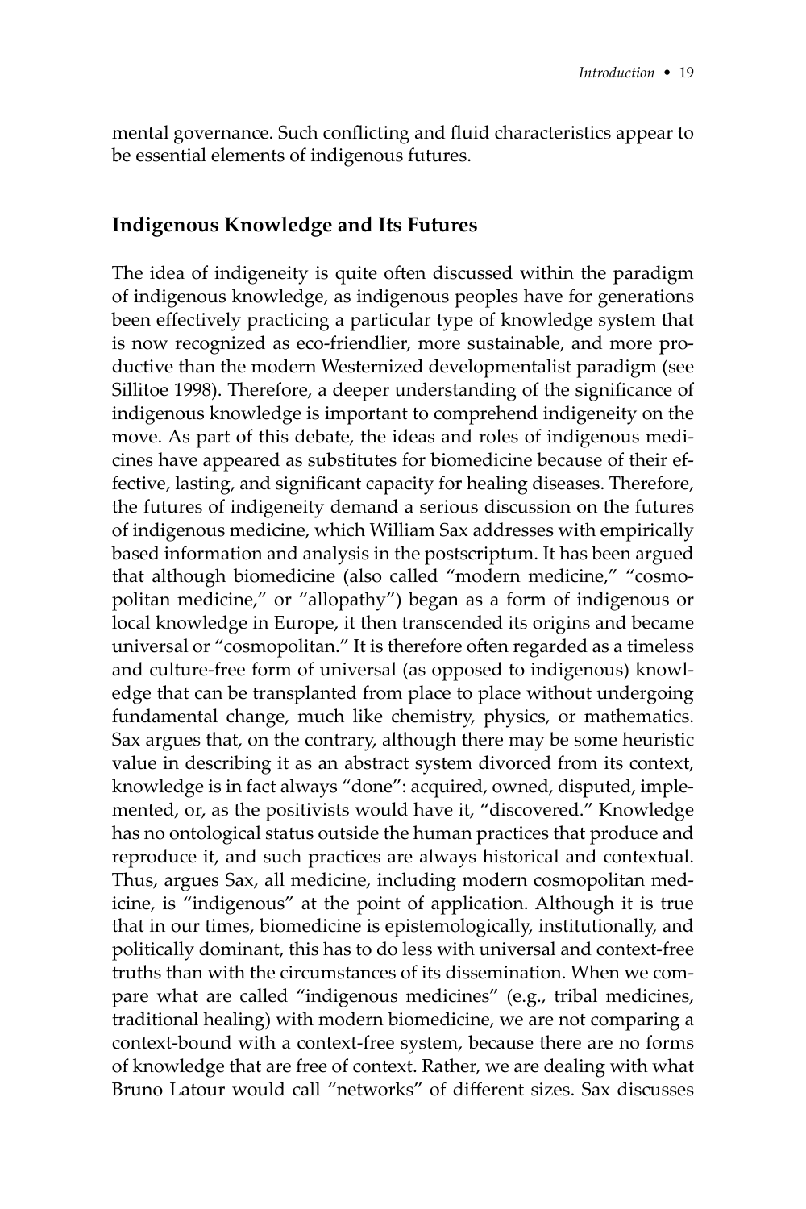mental governance. Such conflicting and fluid characteristics appear to be essential elements of indigenous futures.

## Indigenous Knowledge and Its Futures

The idea of indigeneity is quite often discussed within the paradigm of indigenous knowledge, as indigenous peoples have for generations been effectively practicing a particular type of knowledge system that is now recognized as eco-friendlier, more sustainable, and more productive than the modern Westernized developmentalist paradigm (see Sillitoe 1998). Therefore, a deeper understanding of the significance of indigenous knowledge is important to comprehend indigeneity on the move. As part of this debate, the ideas and roles of indigenous medicines have appeared as substitutes for biomedicine because of their effective, lasting, and significant capacity for healing diseases. Therefore, the futures of indigeneity demand a serious discussion on the futures of indigenous medicine, which William Sax addresses with empirically based information and analysis in the postscriptum. It has been argued that although biomedicine (also called "modern medicine," "cosmopolitan medicine," or "allopathy") began as a form of indigenous or local knowledge in Europe, it then transcended its origins and became universal or "cosmopolitan." It is therefore often regarded as a timeless and culture-free form of universal (as opposed to indigenous) knowledge that can be transplanted from place to place without undergoing fundamental change, much like chemistry, physics, or mathematics. Sax argues that, on the contrary, although there may be some heuristic value in describing it as an abstract system divorced from its context, knowledge is in fact always "done": acquired, owned, disputed, implemented, or, as the positivists would have it, "discovered." Knowledge has no ontological status outside the human practices that produce and reproduce it, and such practices are always historical and contextual. Thus, argues Sax, all medicine, including modern cosmopolitan medicine, is "indigenous" at the point of application. Although it is true that in our times, biomedicine is epistemologically, institutionally, and politically dominant, this has to do less with universal and context-free truths than with the circumstances of its dissemination. When we compare what are called "indigenous medicines" (e.g., tribal medicines, traditional healing) with modern biomedicine, we are not comparing a context-bound with a context-free system, because there are no forms of knowledge that are free of context. Rather, we are dealing with what Bruno Latour would call "networks" of different sizes. Sax discusses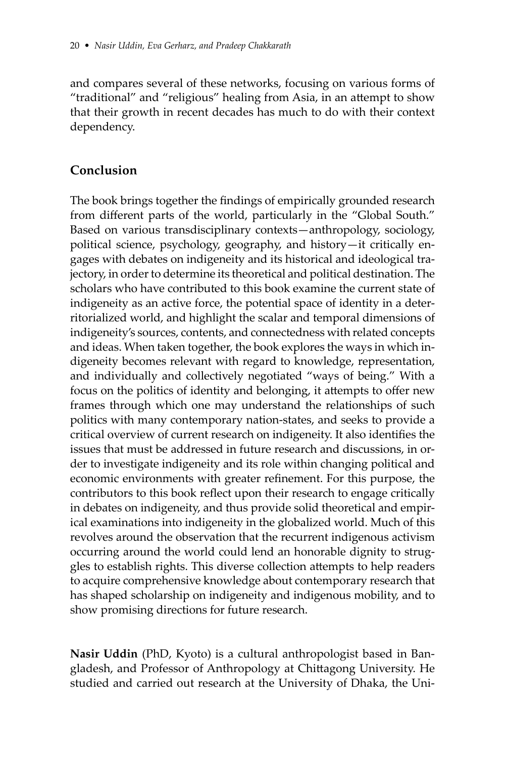and compares several of these networks, focusing on various forms of "traditional" and "religious" healing from Asia, in an attempt to show that their growth in recent decades has much to do with their context dependency.

## Conclusion

The book brings together the findings of empirically grounded research from different parts of the world, particularly in the "Global South." Based on various transdisciplinary contexts—anthropology, sociology, political science, psychology, geography, and history—it critically engages with debates on indigeneity and its historical and ideological trajectory, in order to determine its theoretical and political destination. The scholars who have contributed to this book examine the current state of indigeneity as an active force, the potential space of identity in a deterritorialized world, and highlight the scalar and temporal dimensions of indigeneity's sources, contents, and connectedness with related concepts and ideas. When taken together, the book explores the ways in which indigeneity becomes relevant with regard to knowledge, representation, and individually and collectively negotiated "ways of being." With a focus on the politics of identity and belonging, it attempts to offer new frames through which one may understand the relationships of such politics with many contemporary nation-states, and seeks to provide a critical overview of current research on indigeneity. It also identifies the issues that must be addressed in future research and discussions, in order to investigate indigeneity and its role within changing political and economic environments with greater refinement. For this purpose, the contributors to this book reflect upon their research to engage critically in debates on indigeneity, and thus provide solid theoretical and empirical examinations into indigeneity in the globalized world. Much of this revolves around the observation that the recurrent indigenous activism occurring around the world could lend an honorable dignity to struggles to establish rights. This diverse collection attempts to help readers to acquire comprehensive knowledge about contemporary research that has shaped scholarship on indigeneity and indigenous mobility, and to show promising directions for future research.

**Nasir Uddin** (PhD, Kyoto) is a cultural anthropologist based in Bangladesh, and Professor of Anthropology at Chittagong University. He studied and carried out research at the University of Dhaka, the Uni-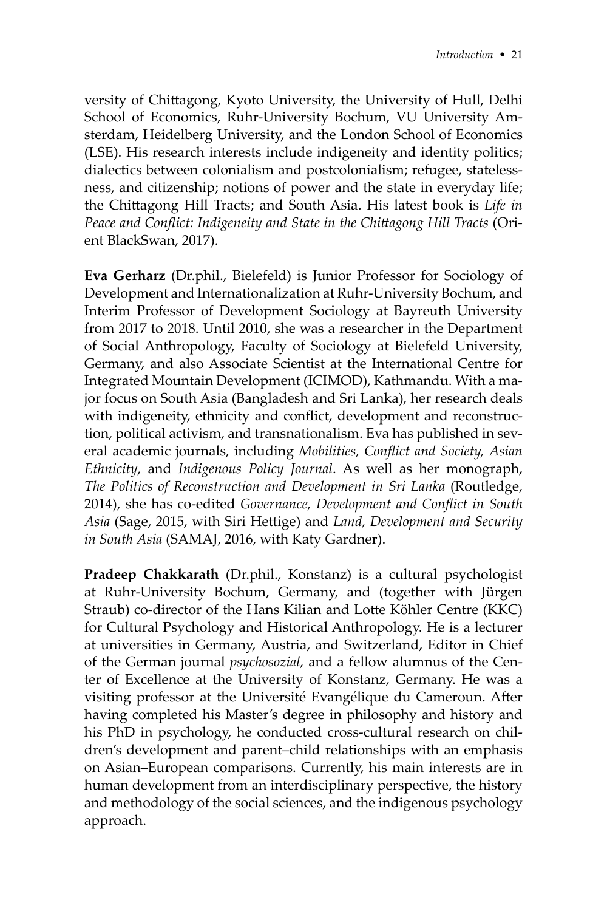versity of Chittagong, Kyoto University, the University of Hull, Delhi School of Economics, Ruhr-University Bochum, VU University Amsterdam, Heidelberg University, and the London School of Economics (LSE). His research interests include indigeneity and identity politics; dialectics between colonialism and postcolonialism; refugee, statelessness, and citizenship; notions of power and the state in everyday life; the Chittagong Hill Tracts; and South Asia. His latest book is *Life in Peace and Conflict: Indigeneity and State in the Chittagong Hill Tracts* (Orient BlackSwan, 2017).

**Eva Gerharz** (Dr.phil., Bielefeld) is Junior Professor for Sociology of Development and Internationalization at Ruhr-University Bochum, and Interim Professor of Development Sociology at Bayreuth University from 2017 to 2018. Until 2010, she was a researcher in the Department of Social Anthropology, Faculty of Sociology at Bielefeld University, Germany, and also Associate Scientist at the International Centre for Integrated Mountain Development (ICIMOD), Kathmandu. With a major focus on South Asia (Bangladesh and Sri Lanka), her research deals with indigeneity, ethnicity and conflict, development and reconstruction, political activism, and transnationalism. Eva has published in several academic journals, including *Mobilities, Conflict and Society, Asian Ethnicity*, and *Indigenous Policy Journal*. As well as her monograph, *The Politics of Reconstruction and Development in Sri Lanka* (Routledge, 2014), she has co-edited *Governance, Development and Conflict in South Asia* (Sage, 2015, with Siri Hettige) and *Land, Development and Security in South Asia* (SAMAJ, 2016, with Katy Gardner).

**Pradeep Chakkarath** (Dr.phil., Konstanz) is a cultural psychologist at Ruhr-University Bochum, Germany, and (together with Jürgen Straub) co-director of the Hans Kilian and Lotte Köhler Centre (KKC) for Cultural Psychology and Historical Anthropology. He is a lecturer at universities in Germany, Austria, and Switzerland, Editor in Chief of the German journal *psychosozial,* and a fellow alumnus of the Center of Excellence at the University of Konstanz, Germany. He was a visiting professor at the Université Evangélique du Cameroun. After having completed his Master's degree in philosophy and history and his PhD in psychology, he conducted cross-cultural research on children's development and parent–child relationships with an emphasis on Asian–European comparisons. Currently, his main interests are in human development from an interdisciplinary perspective, the history and methodology of the social sciences, and the indigenous psychology approach.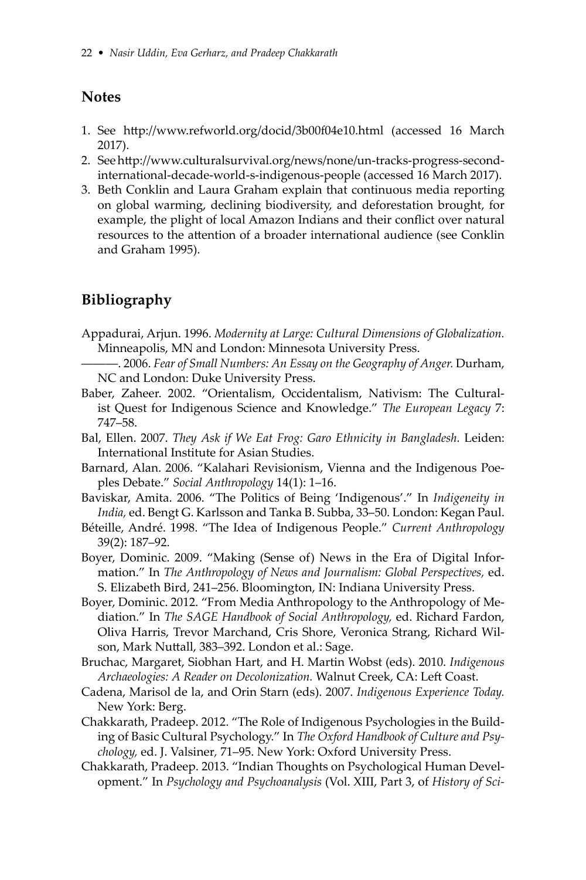## Notes

1. See http://www.refworld.org/docid/3b00f04e10.html (accessed 16 March 2017).
2. See http://www.culturalsurvival.org/news/none/un-tracks-progress-second-international-decade-world-s-indigenous-people (accessed 16 March 2017).
3. Beth Conklin and Laura Graham explain that continuous media reporting on global warming, declining biodiversity, and deforestation brought, for example, the plight of local Amazon Indians and their conflict over natural resources to the attention of a broader international audience (see Conklin and Graham 1995).

## Bibliography

Appadurai, Arjun. 1996. *Modernity at Large: Cultural Dimensions of Globalization.* Minneapolis, MN and London: Minnesota University Press.

———. 2006. *Fear of Small Numbers: An Essay on the Geography of Anger.* Durham, NC and London: Duke University Press.

Baber, Zaheer. 2002. "Orientalism, Occidentalism, Nativism: The Culturalist Quest for Indigenous Science and Knowledge." *The European Legacy* 7: 747–58.

Bal, Ellen. 2007. *They Ask if We Eat Frog: Garo Ethnicity in Bangladesh.* Leiden: International Institute for Asian Studies.

Barnard, Alan. 2006. "Kalahari Revisionism, Vienna and the Indigenous Poeples Debate." *Social Anthropology* 14(1): 1–16.

Baviskar, Amita. 2006. "The Politics of Being 'Indigenous'." In *Indigeneity in India,* ed. Bengt G. Karlsson and Tanka B. Subba, 33–50. London: Kegan Paul.

Béteille, André. 1998. "The Idea of Indigenous People." *Current Anthropology* 39(2): 187–92.

Boyer, Dominic. 2009. "Making (Sense of) News in the Era of Digital Information." In *The Anthropology of News and Journalism: Global Perspectives,* ed. S. Elizabeth Bird, 241–256. Bloomington, IN: Indiana University Press.

Boyer, Dominic. 2012. "From Media Anthropology to the Anthropology of Mediation." In *The SAGE Handbook of Social Anthropology,* ed. Richard Fardon, Oliva Harris, Trevor Marchand, Cris Shore, Veronica Strang, Richard Wilson, Mark Nuttall, 383–392. London et al.: Sage.

Bruchac, Margaret, Siobhan Hart, and H. Martin Wobst (eds). 2010. *Indigenous Archaeologies: A Reader on Decolonization.* Walnut Creek, CA: Left Coast.

Cadena, Marisol de la, and Orin Starn (eds). 2007. *Indigenous Experience Today.* New York: Berg.

Chakkarath, Pradeep. 2012. "The Role of Indigenous Psychologies in the Building of Basic Cultural Psychology." In *The Oxford Handbook of Culture and Psychology,* ed. J. Valsiner, 71–95. New York: Oxford University Press.

Chakkarath, Pradeep. 2013. "Indian Thoughts on Psychological Human Development." In *Psychology and Psychoanalysis* (Vol. XIII, Part 3, of *History of Sci-*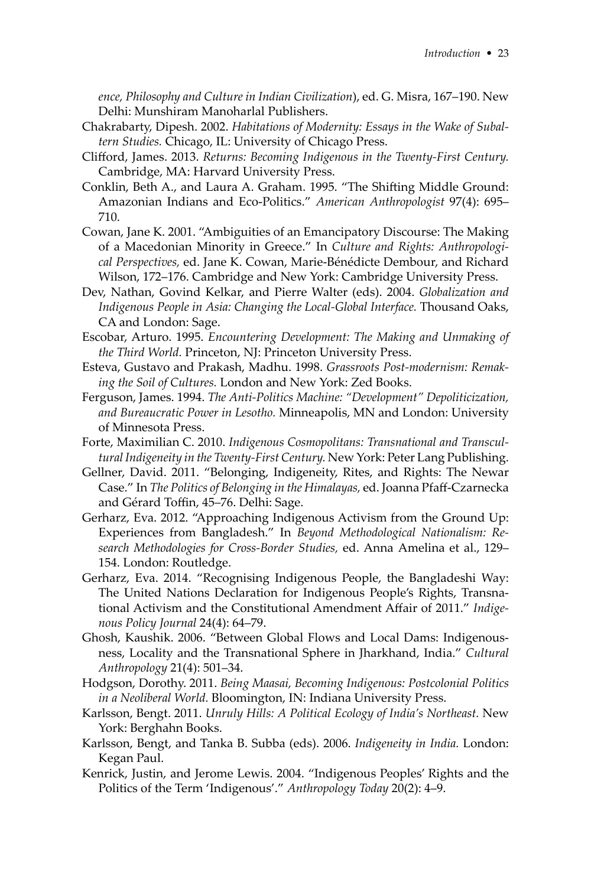*ence, Philosophy and Culture in Indian Civilization*), ed. G. Misra, 167–190. New Delhi: Munshiram Manoharlal Publishers.

Chakrabarty, Dipesh. 2002. *Habitations of Modernity: Essays in the Wake of Subaltern Studies.* Chicago, IL: University of Chicago Press.

Clifford, James. 2013. *Returns: Becoming Indigenous in the Twenty-First Century.* Cambridge, MA: Harvard University Press.

Conklin, Beth A., and Laura A. Graham. 1995. "The Shifting Middle Ground: Amazonian Indians and Eco-Politics." *American Anthropologist* 97(4): 695–710.

Cowan, Jane K. 2001. "Ambiguities of an Emancipatory Discourse: The Making of a Macedonian Minority in Greece." In *Culture and Rights: Anthropological Perspectives,* ed. Jane K. Cowan, Marie-Bénédicte Dembour, and Richard Wilson, 172–176. Cambridge and New York: Cambridge University Press.

Dev, Nathan, Govind Kelkar, and Pierre Walter (eds). 2004. *Globalization and Indigenous People in Asia: Changing the Local-Global Interface.* Thousand Oaks, CA and London: Sage.

Escobar, Arturo. 1995. *Encountering Development: The Making and Unmaking of the Third World.* Princeton, NJ: Princeton University Press.

Esteva, Gustavo and Prakash, Madhu. 1998. *Grassroots Post-modernism: Remaking the Soil of Cultures.* London and New York: Zed Books.

Ferguson, James. 1994. *The Anti-Politics Machine: "Development" Depoliticization, and Bureaucratic Power in Lesotho.* Minneapolis, MN and London: University of Minnesota Press.

Forte, Maximilian C. 2010. *Indigenous Cosmopolitans: Transnational and Transcultural Indigeneity in the Twenty-First Century.* New York: Peter Lang Publishing.

Gellner, David. 2011. "Belonging, Indigeneity, Rites, and Rights: The Newar Case." In *The Politics of Belonging in the Himalayas,* ed. Joanna Pfaff-Czarnecka and Gérard Toffin, 45–76. Delhi: Sage.

Gerharz, Eva. 2012. "Approaching Indigenous Activism from the Ground Up: Experiences from Bangladesh." In *Beyond Methodological Nationalism: Research Methodologies for Cross-Border Studies,* ed. Anna Amelina et al., 129–154. London: Routledge.

Gerharz, Eva. 2014. "Recognising Indigenous People, the Bangladeshi Way: The United Nations Declaration for Indigenous People's Rights, Transnational Activism and the Constitutional Amendment Affair of 2011." *Indigenous Policy Journal* 24(4): 64–79.

Ghosh, Kaushik. 2006. "Between Global Flows and Local Dams: Indigenousness, Locality and the Transnational Sphere in Jharkhand, India." *Cultural Anthropology* 21(4): 501–34.

Hodgson, Dorothy. 2011. *Being Maasai, Becoming Indigenous: Postcolonial Politics in a Neoliberal World.* Bloomington, IN: Indiana University Press.

Karlsson, Bengt. 2011. *Unruly Hills: A Political Ecology of India's Northeast.* New York: Berghahn Books.

Karlsson, Bengt, and Tanka B. Subba (eds). 2006. *Indigeneity in India.* London: Kegan Paul.

Kenrick, Justin, and Jerome Lewis. 2004. "Indigenous Peoples' Rights and the Politics of the Term 'Indigenous'." *Anthropology Today* 20(2): 4–9.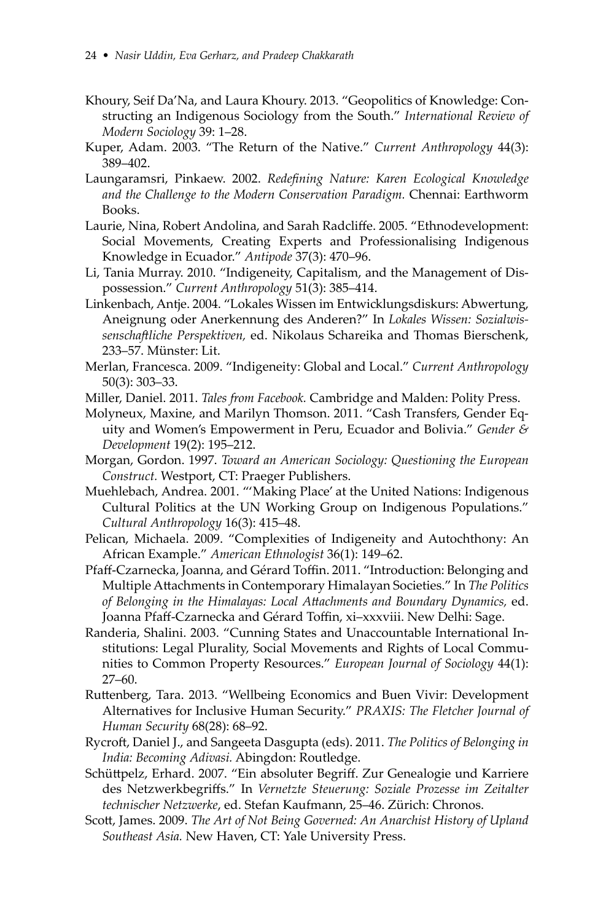Khoury, Seif Da'Na, and Laura Khoury. 2013. "Geopolitics of Knowledge: Constructing an Indigenous Sociology from the South." *International Review of Modern Sociology* 39: 1–28.

Kuper, Adam. 2003. "The Return of the Native." *Current Anthropology* 44(3): 389–402.

Laungaramsri, Pinkaew. 2002. *Redefining Nature: Karen Ecological Knowledge and the Challenge to the Modern Conservation Paradigm.* Chennai: Earthworm Books.

Laurie, Nina, Robert Andolina, and Sarah Radcliffe. 2005. "Ethnodevelopment: Social Movements, Creating Experts and Professionalising Indigenous Knowledge in Ecuador." *Antipode* 37(3): 470–96.

Li, Tania Murray. 2010. "Indigeneity, Capitalism, and the Management of Dispossession." *Current Anthropology* 51(3): 385–414.

Linkenbach, Antje. 2004. "Lokales Wissen im Entwicklungsdiskurs: Abwertung, Aneignung oder Anerkennung des Anderen?" In *Lokales Wissen: Sozialwissenschaftliche Perspektiven,* ed. Nikolaus Schareika and Thomas Bierschenk, 233–57. Münster: Lit.

Merlan, Francesca. 2009. "Indigeneity: Global and Local." *Current Anthropology* 50(3): 303–33.

Miller, Daniel. 2011. *Tales from Facebook.* Cambridge and Malden: Polity Press.

Molyneux, Maxine, and Marilyn Thomson. 2011. "Cash Transfers, Gender Equity and Women's Empowerment in Peru, Ecuador and Bolivia." *Gender & Development* 19(2): 195–212.

Morgan, Gordon. 1997. *Toward an American Sociology: Questioning the European Construct.* Westport, CT: Praeger Publishers.

Muehlebach, Andrea. 2001. "'Making Place' at the United Nations: Indigenous Cultural Politics at the UN Working Group on Indigenous Populations." *Cultural Anthropology* 16(3): 415–48.

Pelican, Michaela. 2009. "Complexities of Indigeneity and Autochthony: An African Example." *American Ethnologist* 36(1): 149–62.

Pfaff-Czarnecka, Joanna, and Gérard Toffin. 2011. "Introduction: Belonging and Multiple Attachments in Contemporary Himalayan Societies." In *The Politics of Belonging in the Himalayas: Local Attachments and Boundary Dynamics,* ed. Joanna Pfaff-Czarnecka and Gérard Toffin, xi–xxxviii. New Delhi: Sage.

Randeria, Shalini. 2003. "Cunning States and Unaccountable International Institutions: Legal Plurality, Social Movements and Rights of Local Communities to Common Property Resources." *European Journal of Sociology* 44(1): 27–60.

Ruttenberg, Tara. 2013. "Wellbeing Economics and Buen Vivir: Development Alternatives for Inclusive Human Security." *PRAXIS: The Fletcher Journal of Human Security* 68(28): 68–92.

Rycroft, Daniel J., and Sangeeta Dasgupta (eds). 2011. *The Politics of Belonging in India: Becoming Adivasi.* Abingdon: Routledge.

Schüttpelz, Erhard. 2007. "Ein absoluter Begriff. Zur Genealogie und Karriere des Netzwerkbegriffs." In *Vernetzte Steuerung: Soziale Prozesse im Zeitalter technischer Netzwerke*, ed. Stefan Kaufmann, 25–46. Zürich: Chronos.

Scott, James. 2009. *The Art of Not Being Governed: An Anarchist History of Upland Southeast Asia.* New Haven, CT: Yale University Press.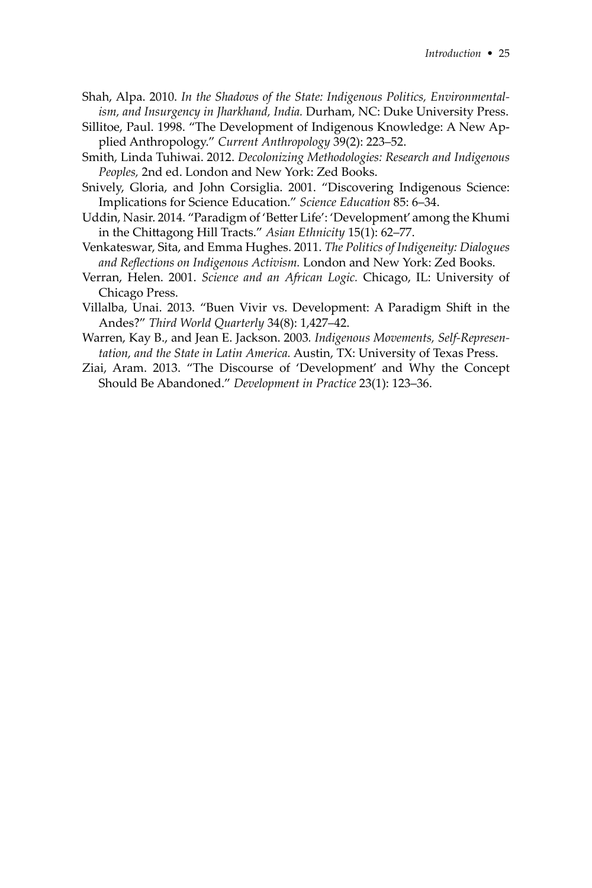Shah, Alpa. 2010. *In the Shadows of the State: Indigenous Politics, Environmentalism, and Insurgency in Jharkhand, India.* Durham, NC: Duke University Press.

Sillitoe, Paul. 1998. "The Development of Indigenous Knowledge: A New Applied Anthropology." *Current Anthropology* 39(2): 223–52.

Smith, Linda Tuhiwai. 2012. *Decolonizing Methodologies: Research and Indigenous Peoples,* 2nd ed. London and New York: Zed Books.

Snively, Gloria, and John Corsiglia. 2001. "Discovering Indigenous Science: Implications for Science Education." *Science Education* 85: 6–34.

Uddin, Nasir. 2014. "Paradigm of 'Better Life': 'Development' among the Khumi in the Chittagong Hill Tracts." *Asian Ethnicity* 15(1): 62–77.

Venkateswar, Sita, and Emma Hughes. 2011. *The Politics of Indigeneity: Dialogues and Reflections on Indigenous Activism.* London and New York: Zed Books.

Verran, Helen. 2001. *Science and an African Logic.* Chicago, IL: University of Chicago Press.

Villalba, Unai. 2013. "Buen Vivir vs. Development: A Paradigm Shift in the Andes?" *Third World Quarterly* 34(8): 1,427–42.

Warren, Kay B., and Jean E. Jackson. 2003. *Indigenous Movements, Self-Representation, and the State in Latin America.* Austin, TX: University of Texas Press.

Ziai, Aram. 2013. "The Discourse of 'Development' and Why the Concept Should Be Abandoned." *Development in Practice* 23(1): 123–36.